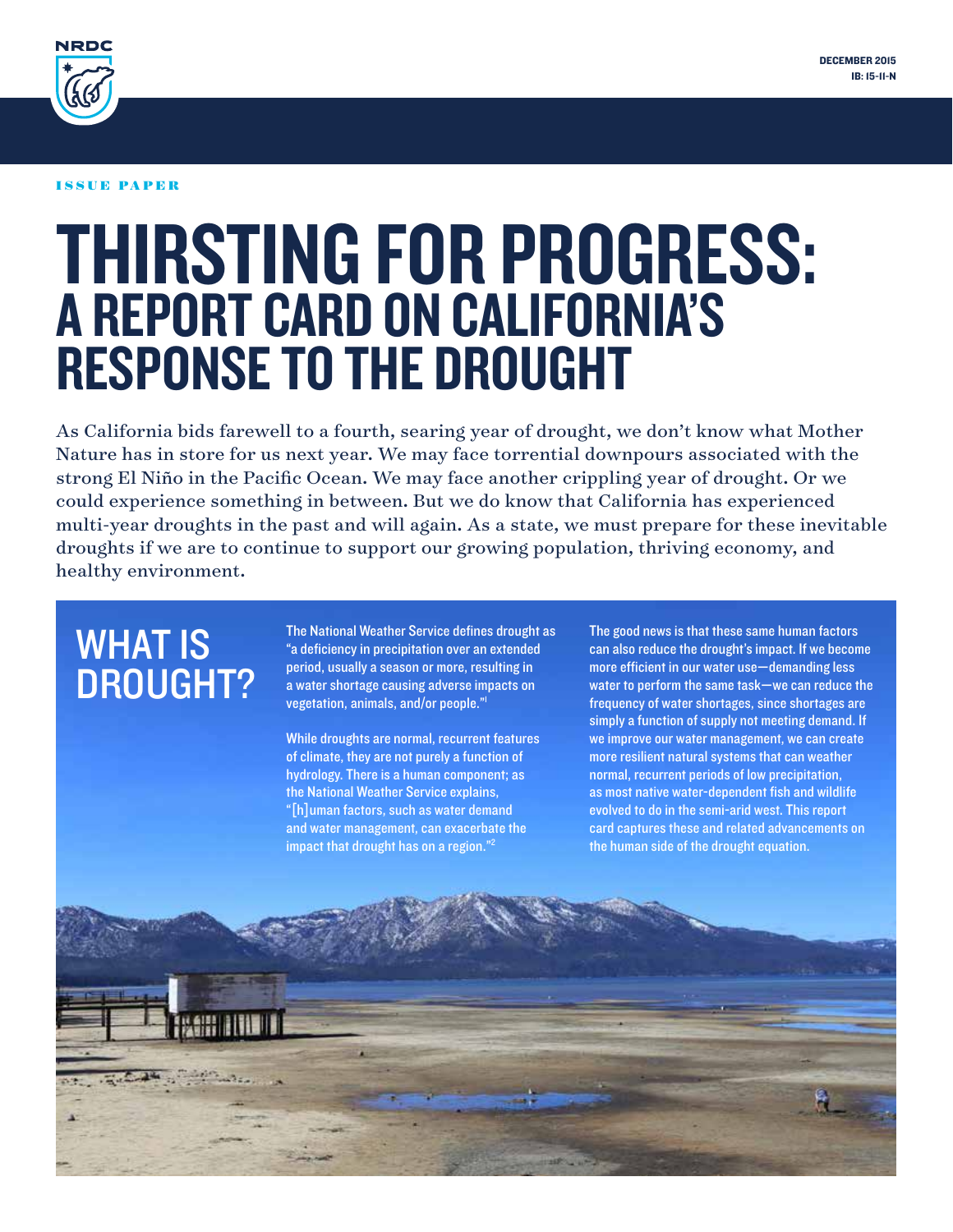NRDC

DECEMBER 2015
IB: 15-11-N

ISSUE PAPER

# THIRSTING FOR PROGRESS: A REPORT CARD ON CALIFORNIA'S RESPONSE TO THE DROUGHT

As California bids farewell to a fourth, searing year of drought, we don't know what Mother Nature has in store for us next year. We may face torrential downpours associated with the strong El Niño in the Pacific Ocean. We may face another crippling year of drought. Or we could experience something in between. But we do know that California has experienced multi-year droughts in the past and will again. As a state, we must prepare for these inevitable droughts if we are to continue to support our growing population, thriving economy, and healthy environment.

## WHAT IS DROUGHT?

The National Weather Service defines drought as "a deficiency in precipitation over an extended period, usually a season or more, resulting in a water shortage causing adverse impacts on vegetation, animals, and/or people."[1]

While droughts are normal, recurrent features of climate, they are not purely a function of hydrology. There is a human component; as the National Weather Service explains, "[h]uman factors, such as water demand and water management, can exacerbate the impact that drought has on a region."[2]

The good news is that these same human factors can also reduce the drought's impact. If we become more efficient in our water use—demanding less water to perform the same task—we can reduce the frequency of water shortages, since shortages are simply a function of supply not meeting demand. If we improve our water management, we can create more resilient natural systems that can weather normal, recurrent periods of low precipitation, as most native water-dependent fish and wildlife evolved to do in the semi-arid west. This report card captures these and related advancements on the human side of the drought equation.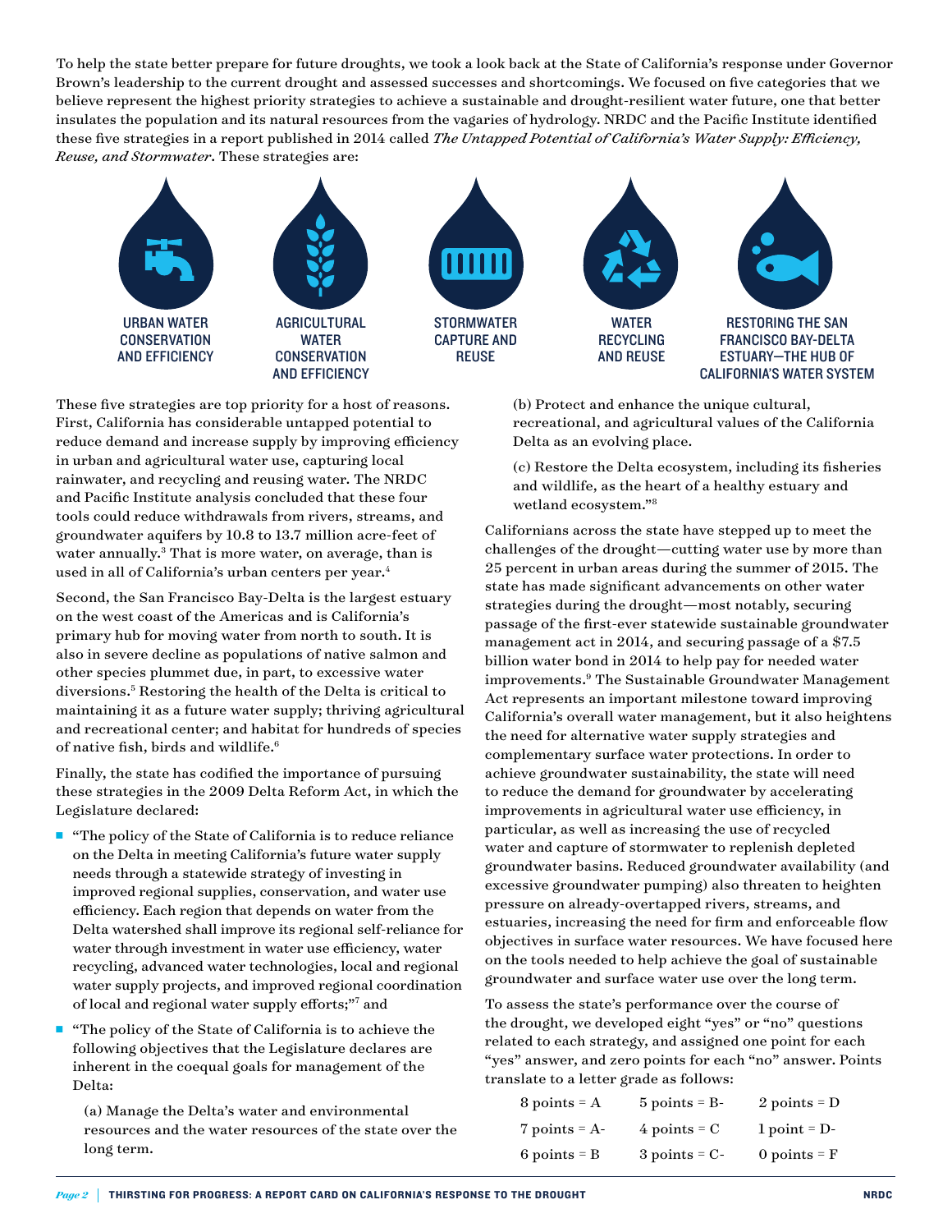To help the state better prepare for future droughts, we took a look back at the State of California's response under Governor Brown's leadership to the current drought and assessed successes and shortcomings. We focused on five categories that we believe represent the highest priority strategies to achieve a sustainable and drought-resilient water future, one that better insulates the population and its natural resources from the vagaries of hydrology. NRDC and the Pacific Institute identified these five strategies in a report published in 2014 called *The Untapped Potential of California's Water Supply: Efficiency, Reuse, and Stormwater*. These strategies are:

- URBAN WATER CONSERVATION AND EFFICIENCY
- AGRICULTURAL WATER CONSERVATION AND EFFICIENCY
- STORMWATER CAPTURE AND REUSE
- WATER RECYCLING AND REUSE
- RESTORING THE SAN FRANCISCO BAY-DELTA ESTUARY—THE HUB OF CALIFORNIA'S WATER SYSTEM

These five strategies are top priority for a host of reasons. First, California has considerable untapped potential to reduce demand and increase supply by improving efficiency in urban and agricultural water use, capturing local rainwater, and recycling and reusing water. The NRDC and Pacific Institute analysis concluded that these four tools could reduce withdrawals from rivers, streams, and groundwater aquifers by 10.8 to 13.7 million acre-feet of water annually.[3] That is more water, on average, than is used in all of California's urban centers per year.[4]

Second, the San Francisco Bay-Delta is the largest estuary on the west coast of the Americas and is California's primary hub for moving water from north to south. It is also in severe decline as populations of native salmon and other species plummet due, in part, to excessive water diversions.[5] Restoring the health of the Delta is critical to maintaining it as a future water supply; thriving agricultural and recreational center; and habitat for hundreds of species of native fish, birds and wildlife.[6]

Finally, the state has codified the importance of pursuing these strategies in the 2009 Delta Reform Act, in which the Legislature declared:

- "The policy of the State of California is to reduce reliance on the Delta in meeting California's future water supply needs through a statewide strategy of investing in improved regional supplies, conservation, and water use efficiency. Each region that depends on water from the Delta watershed shall improve its regional self-reliance for water through investment in water use efficiency, water recycling, advanced water technologies, local and regional water supply projects, and improved regional coordination of local and regional water supply efforts;"[7] and
- "The policy of the State of California is to achieve the following objectives that the Legislature declares are inherent in the coequal goals for management of the Delta:

  (a) Manage the Delta's water and environmental resources and the water resources of the state over the long term.

  (b) Protect and enhance the unique cultural, recreational, and agricultural values of the California Delta as an evolving place.

  (c) Restore the Delta ecosystem, including its fisheries and wildlife, as the heart of a healthy estuary and wetland ecosystem."[8]

Californians across the state have stepped up to meet the challenges of the drought—cutting water use by more than 25 percent in urban areas during the summer of 2015. The state has made significant advancements on other water strategies during the drought—most notably, securing passage of the first-ever statewide sustainable groundwater management act in 2014, and securing passage of a $7.5 billion water bond in 2014 to help pay for needed water improvements.[9] The Sustainable Groundwater Management Act represents an important milestone toward improving California's overall water management, but it also heightens the need for alternative water supply strategies and complementary surface water protections. In order to achieve groundwater sustainability, the state will need to reduce the demand for groundwater by accelerating improvements in agricultural water use efficiency, in particular, as well as increasing the use of recycled water and capture of stormwater to replenish depleted groundwater basins. Reduced groundwater availability (and excessive groundwater pumping) also threaten to heighten pressure on already-overtapped rivers, streams, and estuaries, increasing the need for firm and enforceable flow objectives in surface water resources. We have focused here on the tools needed to help achieve the goal of sustainable groundwater and surface water use over the long term.

To assess the state's performance over the course of the drought, we developed eight "yes" or "no" questions related to each strategy, and assigned one point for each "yes" answer, and zero points for each "no" answer. Points translate to a letter grade as follows:

| | | |
|---|---|---|
| 8 points = A | 5 points = B- | 2 points = D |
| 7 points = A- | 4 points = C | 1 point = D- |
| 6 points = B | 3 points = C- | 0 points = F |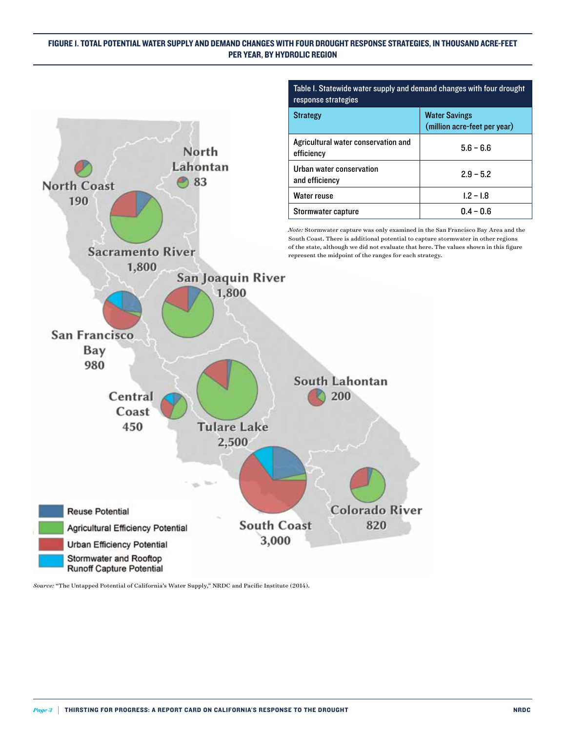**FIGURE 1. TOTAL POTENTIAL WATER SUPPLY AND DEMAND CHANGES WITH FOUR DROUGHT RESPONSE STRATEGIES, IN THOUSAND ACRE-FEET PER YEAR, BY HYDROLIC REGION**

North Coast 190

North Lahontan 83

Sacramento River 1,800

San Joaquin River 1,800

San Francisco Bay 980

Central Coast 450

Tulare Lake 2,500

South Lahontan 200

South Coast 3,000

Colorado River 820

Reuse Potential

Agricultural Efficiency Potential

Urban Efficiency Potential

Stormwater and Rooftop Runoff Capture Potential

Table 1. Statewide water supply and demand changes with four drought response strategies

| Strategy | Water Savings (million acre-feet per year) |
|---|---|
| Agricultural water conservation and efficiency | 5.6 – 6.6 |
| Urban water conservation and efficiency | 2.9 – 5.2 |
| Water reuse | 1.2 – 1.8 |
| Stormwater capture | 0.4 – 0.6 |

*Note:* Stormwater capture was only examined in the San Francisco Bay Area and the South Coast. There is additional potential to capture stormwater in other regions of the state, although we did not evaluate that here. The values shown in this figure represent the midpoint of the ranges for each strategy.

*Source:* "The Untapped Potential of California's Water Supply," NRDC and Pacific Institute (2014).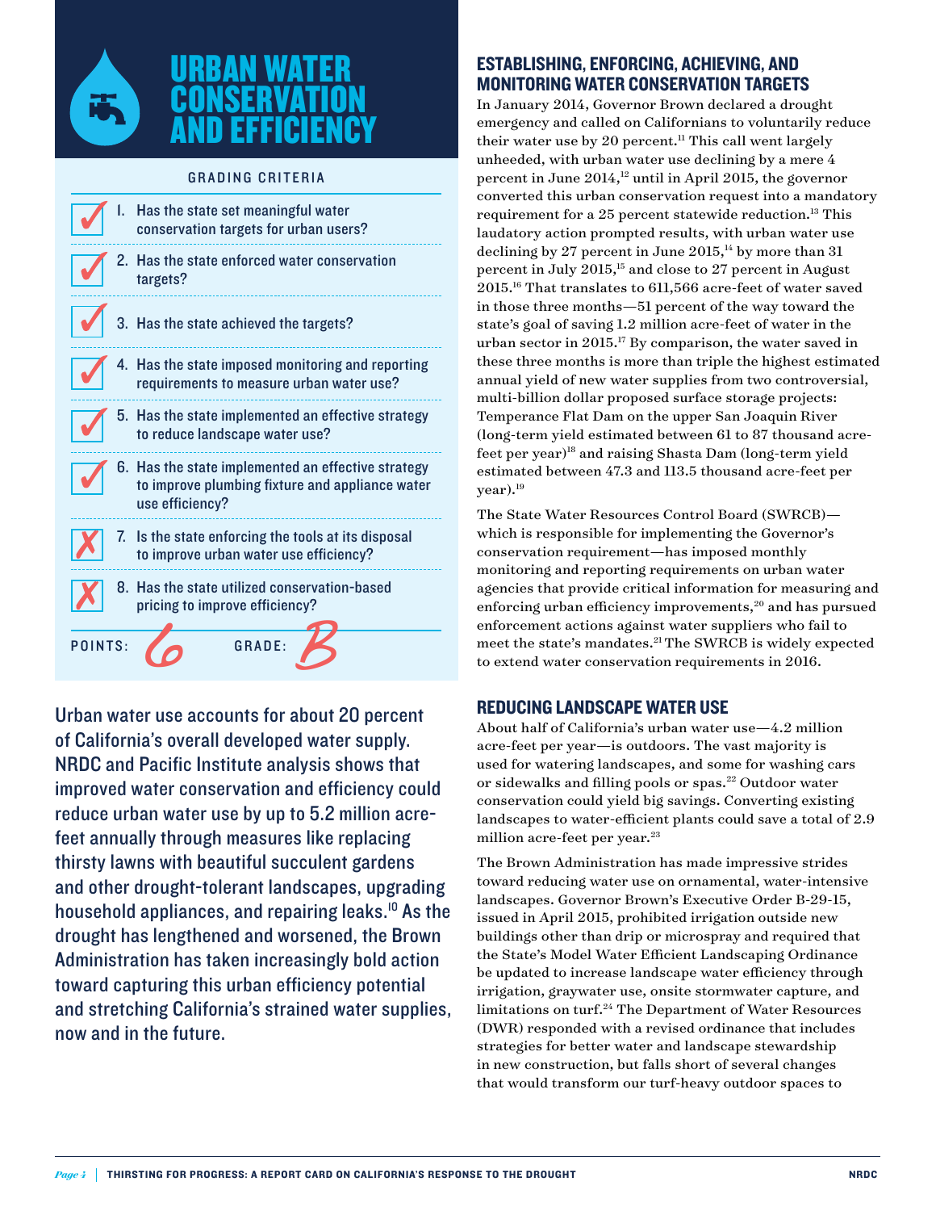# URBAN WATER CONSERVATION AND EFFICIENCY

**GRADING CRITERIA**

| | Criteria |
|---|---|
| ✓ | 1. Has the state set meaningful water conservation targets for urban users? |
| ✓ | 2. Has the state enforced water conservation targets? |
| ✓ | 3. Has the state achieved the targets? |
| ✓ | 4. Has the state imposed monitoring and reporting requirements to measure urban water use? |
| ✓ | 5. Has the state implemented an effective strategy to reduce landscape water use? |
| ✓ | 6. Has the state implemented an effective strategy to improve plumbing fixture and appliance water use efficiency? |
| ✗ | 7. Is the state enforcing the tools at its disposal to improve urban water use efficiency? |
| ✗ | 8. Has the state utilized conservation-based pricing to improve efficiency? |

POINTS: 6 GRADE: B

Urban water use accounts for about 20 percent of California's overall developed water supply. NRDC and Pacific Institute analysis shows that improved water conservation and efficiency could reduce urban water use by up to 5.2 million acre-feet annually through measures like replacing thirsty lawns with beautiful succulent gardens and other drought-tolerant landscapes, upgrading household appliances, and repairing leaks.[10] As the drought has lengthened and worsened, the Brown Administration has taken increasingly bold action toward capturing this urban efficiency potential and stretching California's strained water supplies, now and in the future.

## ESTABLISHING, ENFORCING, ACHIEVING, AND MONITORING WATER CONSERVATION TARGETS

In January 2014, Governor Brown declared a drought emergency and called on Californians to voluntarily reduce their water use by 20 percent.[11] This call went largely unheeded, with urban water use declining by a mere 4 percent in June 2014,[12] until in April 2015, the governor converted this urban conservation request into a mandatory requirement for a 25 percent statewide reduction.[13] This laudatory action prompted results, with urban water use declining by 27 percent in June 2015,[14] by more than 31 percent in July 2015,[15] and close to 27 percent in August 2015.[16] That translates to 611,566 acre-feet of water saved in those three months—51 percent of the way toward the state's goal of saving 1.2 million acre-feet of water in the urban sector in 2015.[17] By comparison, the water saved in these three months is more than triple the highest estimated annual yield of new water supplies from two controversial, multi-billion dollar proposed surface storage projects: Temperance Flat Dam on the upper San Joaquin River (long-term yield estimated between 61 to 87 thousand acre-feet per year)[18] and raising Shasta Dam (long-term yield estimated between 47.3 and 113.5 thousand acre-feet per year).[19]

The State Water Resources Control Board (SWRCB)—which is responsible for implementing the Governor's conservation requirement—has imposed monthly monitoring and reporting requirements on urban water agencies that provide critical information for measuring and enforcing urban efficiency improvements,[20] and has pursued enforcement actions against water suppliers who fail to meet the state's mandates.[21] The SWRCB is widely expected to extend water conservation requirements in 2016.

## REDUCING LANDSCAPE WATER USE

About half of California's urban water use—4.2 million acre-feet per year—is outdoors. The vast majority is used for watering landscapes, and some for washing cars or sidewalks and filling pools or spas.[22] Outdoor water conservation could yield big savings. Converting existing landscapes to water-efficient plants could save a total of 2.9 million acre-feet per year.[23]

The Brown Administration has made impressive strides toward reducing water use on ornamental, water-intensive landscapes. Governor Brown's Executive Order B-29-15, issued in April 2015, prohibited irrigation outside new buildings other than drip or microspray and required that the State's Model Water Efficient Landscaping Ordinance be updated to increase landscape water efficiency through irrigation, graywater use, onsite stormwater capture, and limitations on turf.[24] The Department of Water Resources (DWR) responded with a revised ordinance that includes strategies for better water and landscape stewardship in new construction, but falls short of several changes that would transform our turf-heavy outdoor spaces to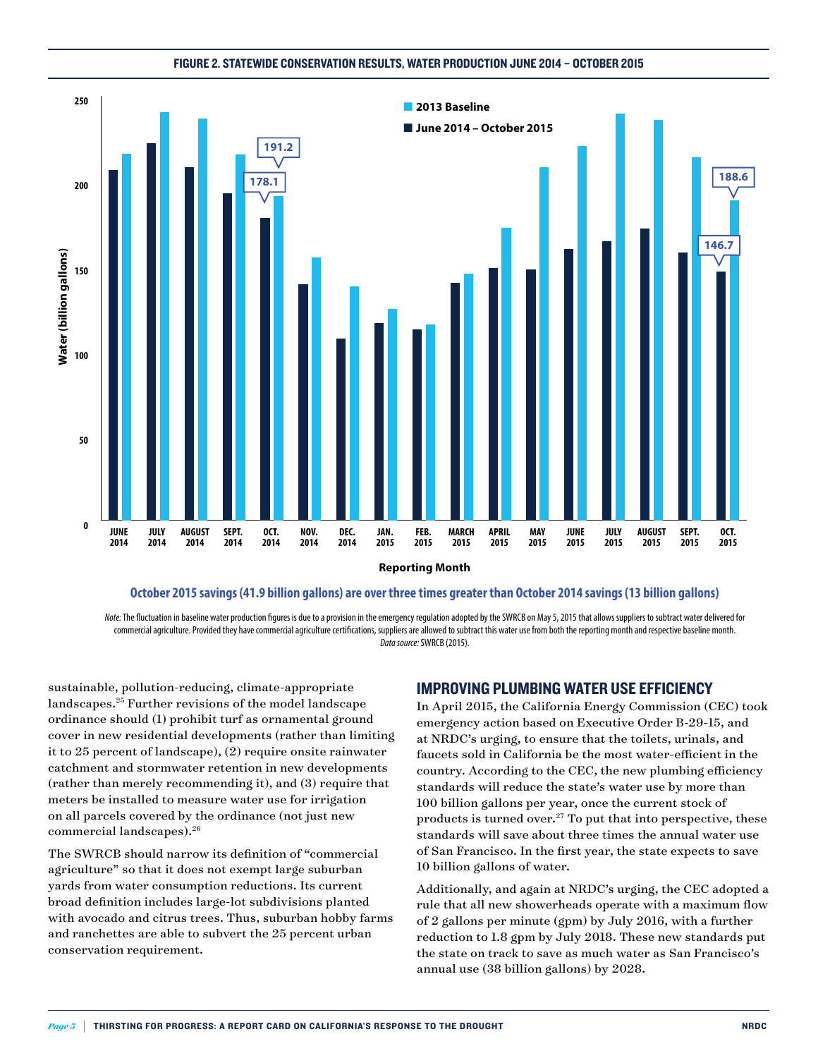**FIGURE 2. STATEWIDE CONSERVATION RESULTS, WATER PRODUCTION JUNE 2014 – OCTOBER 2015**

**October 2015 savings (41.9 billion gallons) are over three times greater than October 2014 savings (13 billion gallons)**

*Note:* The fluctuation in baseline water production figures is due to a provision in the emergency regulation adopted by the SWRCB on May 5, 2015 that allows suppliers to subtract water delivered for commercial agriculture. Provided they have commercial agriculture certifications, suppliers are allowed to subtract this water use from both the reporting month and respective baseline month. *Data source:* SWRCB (2015).

sustainable, pollution-reducing, climate-appropriate landscapes.[25] Further revisions of the model landscape ordinance should (1) prohibit turf as ornamental ground cover in new residential developments (rather than limiting it to 25 percent of landscape), (2) require onsite rainwater catchment and stormwater retention in new developments (rather than merely recommending it), and (3) require that meters be installed to measure water use for irrigation on all parcels covered by the ordinance (not just new commercial landscapes).[26]

The SWRCB should narrow its definition of "commercial agriculture" so that it does not exempt large suburban yards from water consumption reductions. Its current broad definition includes large-lot subdivisions planted with avocado and citrus trees. Thus, suburban hobby farms and ranchettes are able to subvert the 25 percent urban conservation requirement.

## IMPROVING PLUMBING WATER USE EFFICIENCY

In April 2015, the California Energy Commission (CEC) took emergency action based on Executive Order B-29-15, and at NRDC's urging, to ensure that the toilets, urinals, and faucets sold in California be the most water-efficient in the country. According to the CEC, the new plumbing efficiency standards will reduce the state's water use by more than 100 billion gallons per year, once the current stock of products is turned over.[27] To put that into perspective, these standards will save about three times the annual water use of San Francisco. In the first year, the state expects to save 10 billion gallons of water.

Additionally, and again at NRDC's urging, the CEC adopted a rule that all new showerheads operate with a maximum flow of 2 gallons per minute (gpm) by July 2016, with a further reduction to 1.8 gpm by July 2018. These new standards put the state on track to save as much water as San Francisco's annual use (38 billion gallons) by 2028.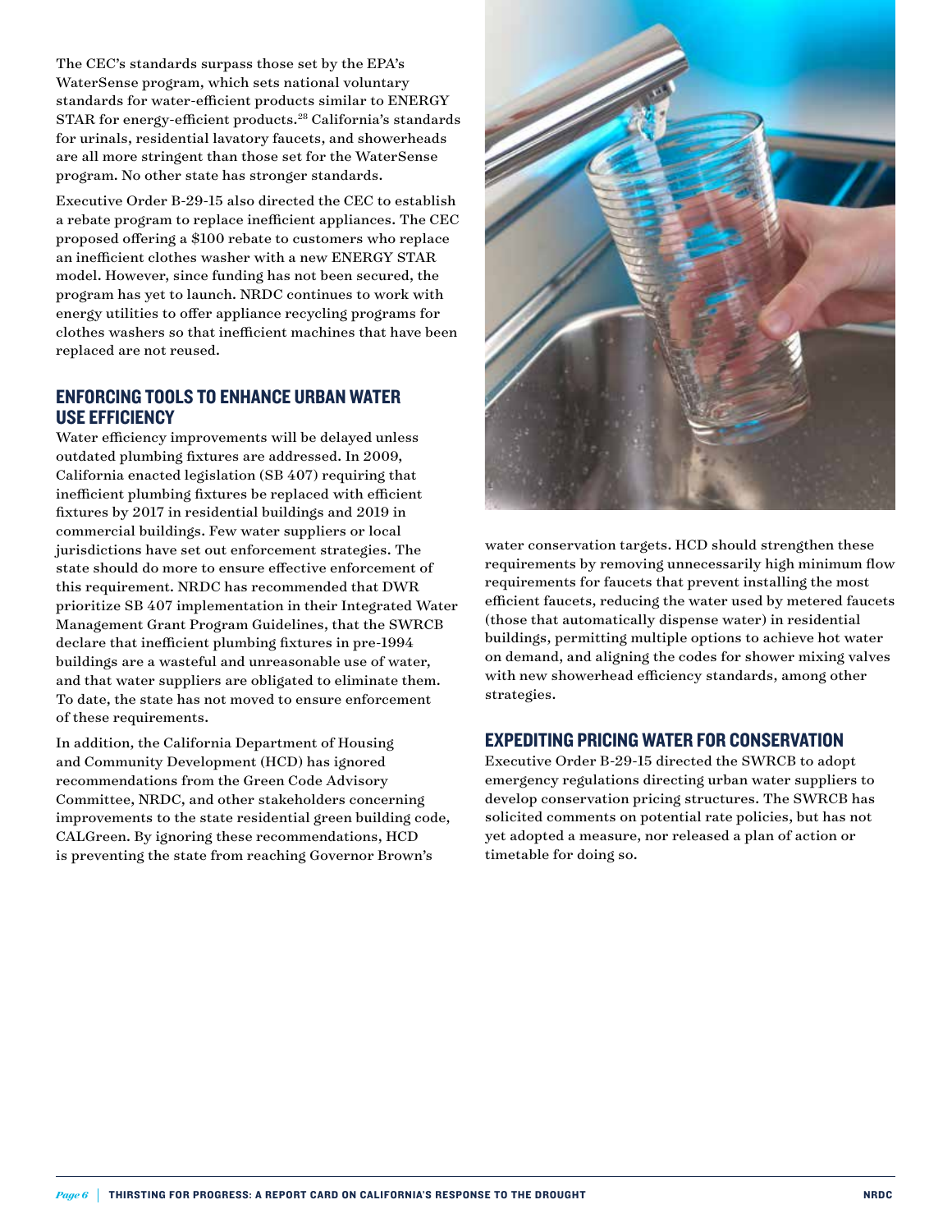The CEC's standards surpass those set by the EPA's WaterSense program, which sets national voluntary standards for water-efficient products similar to ENERGY STAR for energy-efficient products.[28] California's standards for urinals, residential lavatory faucets, and showerheads are all more stringent than those set for the WaterSense program. No other state has stronger standards.

Executive Order B-29-15 also directed the CEC to establish a rebate program to replace inefficient appliances. The CEC proposed offering a $100 rebate to customers who replace an inefficient clothes washer with a new ENERGY STAR model. However, since funding has not been secured, the program has yet to launch. NRDC continues to work with energy utilities to offer appliance recycling programs for clothes washers so that inefficient machines that have been replaced are not reused.

## ENFORCING TOOLS TO ENHANCE URBAN WATER USE EFFICIENCY

Water efficiency improvements will be delayed unless outdated plumbing fixtures are addressed. In 2009, California enacted legislation (SB 407) requiring that inefficient plumbing fixtures be replaced with efficient fixtures by 2017 in residential buildings and 2019 in commercial buildings. Few water suppliers or local jurisdictions have set out enforcement strategies. The state should do more to ensure effective enforcement of this requirement. NRDC has recommended that DWR prioritize SB 407 implementation in their Integrated Water Management Grant Program Guidelines, that the SWRCB declare that inefficient plumbing fixtures in pre-1994 buildings are a wasteful and unreasonable use of water, and that water suppliers are obligated to eliminate them. To date, the state has not moved to ensure enforcement of these requirements.

In addition, the California Department of Housing and Community Development (HCD) has ignored recommendations from the Green Code Advisory Committee, NRDC, and other stakeholders concerning improvements to the state residential green building code, CALGreen. By ignoring these recommendations, HCD is preventing the state from reaching Governor Brown's water conservation targets. HCD should strengthen these requirements by removing unnecessarily high minimum flow requirements for faucets that prevent installing the most efficient faucets, reducing the water used by metered faucets (those that automatically dispense water) in residential buildings, permitting multiple options to achieve hot water on demand, and aligning the codes for shower mixing valves with new showerhead efficiency standards, among other strategies.

## EXPEDITING PRICING WATER FOR CONSERVATION

Executive Order B-29-15 directed the SWRCB to adopt emergency regulations directing urban water suppliers to develop conservation pricing structures. The SWRCB has solicited comments on potential rate policies, but has not yet adopted a measure, nor released a plan of action or timetable for doing so.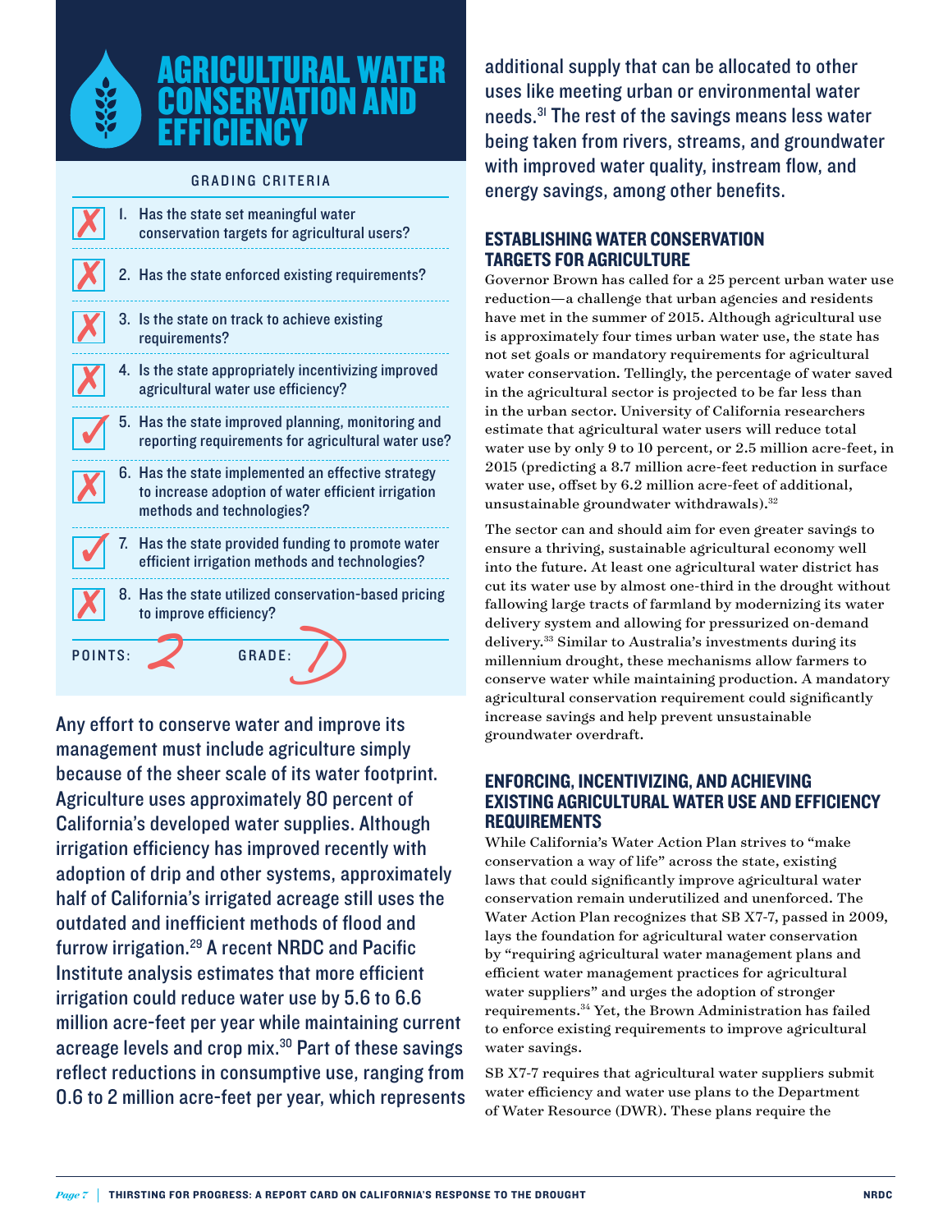# AGRICULTURAL WATER CONSERVATION AND EFFICIENCY

**GRADING CRITERIA**

| | Criteria |
|---|---|
| ✗ | 1. Has the state set meaningful water conservation targets for agricultural users? |
| ✗ | 2. Has the state enforced existing requirements? |
| ✗ | 3. Is the state on track to achieve existing requirements? |
| ✗ | 4. Is the state appropriately incentivizing improved agricultural water use efficiency? |
| ✓ | 5. Has the state improved planning, monitoring and reporting requirements for agricultural water use? |
| ✗ | 6. Has the state implemented an effective strategy to increase adoption of water efficient irrigation methods and technologies? |
| ✓ | 7. Has the state provided funding to promote water efficient irrigation methods and technologies? |
| ✗ | 8. Has the state utilized conservation-based pricing to improve efficiency? |

POINTS: 2 GRADE: D

Any effort to conserve water and improve its management must include agriculture simply because of the sheer scale of its water footprint. Agriculture uses approximately 80 percent of California's developed water supplies. Although irrigation efficiency has improved recently with adoption of drip and other systems, approximately half of California's irrigated acreage still uses the outdated and inefficient methods of flood and furrow irrigation.[29] A recent NRDC and Pacific Institute analysis estimates that more efficient irrigation could reduce water use by 5.6 to 6.6 million acre-feet per year while maintaining current acreage levels and crop mix.[30] Part of these savings reflect reductions in consumptive use, ranging from 0.6 to 2 million acre-feet per year, which represents additional supply that can be allocated to other uses like meeting urban or environmental water needs.[31] The rest of the savings means less water being taken from rivers, streams, and groundwater with improved water quality, instream flow, and energy savings, among other benefits.

## ESTABLISHING WATER CONSERVATION TARGETS FOR AGRICULTURE

Governor Brown has called for a 25 percent urban water use reduction—a challenge that urban agencies and residents have met in the summer of 2015. Although agricultural use is approximately four times urban water use, the state has not set goals or mandatory requirements for agricultural water conservation. Tellingly, the percentage of water saved in the agricultural sector is projected to be far less than in the urban sector. University of California researchers estimate that agricultural water users will reduce total water use by only 9 to 10 percent, or 2.5 million acre-feet, in 2015 (predicting a 8.7 million acre-feet reduction in surface water use, offset by 6.2 million acre-feet of additional, unsustainable groundwater withdrawals).[32]

The sector can and should aim for even greater savings to ensure a thriving, sustainable agricultural economy well into the future. At least one agricultural water district has cut its water use by almost one-third in the drought without fallowing large tracts of farmland by modernizing its water delivery system and allowing for pressurized on-demand delivery.[33] Similar to Australia's investments during its millennium drought, these mechanisms allow farmers to conserve water while maintaining production. A mandatory agricultural conservation requirement could significantly increase savings and help prevent unsustainable groundwater overdraft.

## ENFORCING, INCENTIVIZING, AND ACHIEVING EXISTING AGRICULTURAL WATER USE AND EFFICIENCY REQUIREMENTS

While California's Water Action Plan strives to "make conservation a way of life" across the state, existing laws that could significantly improve agricultural water conservation remain underutilized and unenforced. The Water Action Plan recognizes that SB X7-7, passed in 2009, lays the foundation for agricultural water conservation by "requiring agricultural water management plans and efficient water management practices for agricultural water suppliers" and urges the adoption of stronger requirements.[34] Yet, the Brown Administration has failed to enforce existing requirements to improve agricultural water savings.

SB X7-7 requires that agricultural water suppliers submit water efficiency and water use plans to the Department of Water Resource (DWR). These plans require the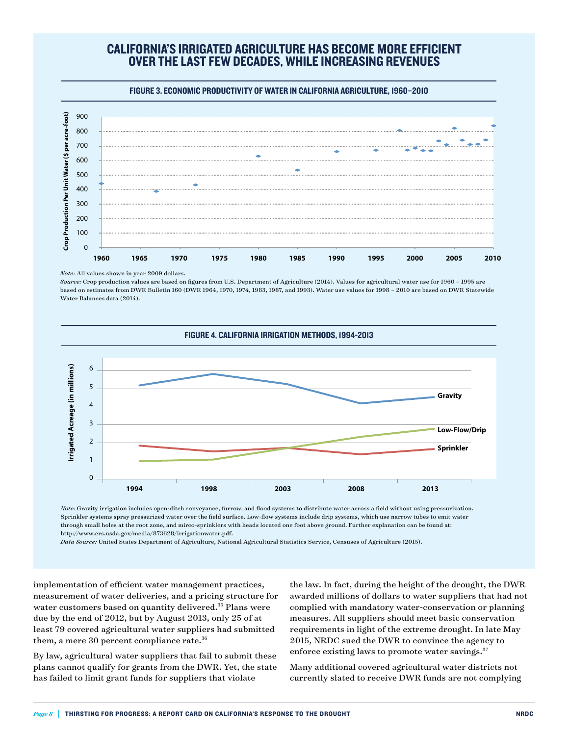## CALIFORNIA'S IRRIGATED AGRICULTURE HAS BECOME MORE EFFICIENT OVER THE LAST FEW DECADES, WHILE INCREASING REVENUES

### FIGURE 3. ECONOMIC PRODUCTIVITY OF WATER IN CALIFORNIA AGRICULTURE, 1960–2010

*Note:* All values shown in year 2009 dollars.
*Source:* Crop production values are based on figures from U.S. Department of Agriculture (2014). Values for agricultural water use for 1960 – 1995 are based on estimates from DWR Bulletin 160 (DWR 1964, 1970, 1974, 1983, 1987, and 1993). Water use values for 1998 – 2010 are based on DWR Statewide Water Balances data (2014).

### FIGURE 4. CALIFORNIA IRRIGATION METHODS, 1994-2013

*Note:* Gravity irrigation includes open-ditch conveyance, furrow, and flood systems to distribute water across a field without using pressurization. Sprinkler systems spray pressurized water over the field surface. Low-flow systems include drip systems, which use narrow tubes to emit water through small holes at the root zone, and mirco-sprinklers with heads located one foot above ground. Further explanation can be found at: http://www.ers.usda.gov/media/873628/irrigationwater.pdf.
*Data Source:* United States Department of Agriculture, National Agricultural Statistics Service, Censuses of Agriculture (2015).

implementation of efficient water management practices, measurement of water deliveries, and a pricing structure for water customers based on quantity delivered.[35] Plans were due by the end of 2012, but by August 2013, only 25 of at least 79 covered agricultural water suppliers had submitted them, a mere 30 percent compliance rate.[36]

By law, agricultural water suppliers that fail to submit these plans cannot qualify for grants from the DWR. Yet, the state has failed to limit grant funds for suppliers that violate the law. In fact, during the height of the drought, the DWR awarded millions of dollars to water suppliers that had not complied with mandatory water-conservation or planning measures. All suppliers should meet basic conservation requirements in light of the extreme drought. In late May 2015, NRDC sued the DWR to convince the agency to enforce existing laws to promote water savings.[37]

Many additional covered agricultural water districts not currently slated to receive DWR funds are not complying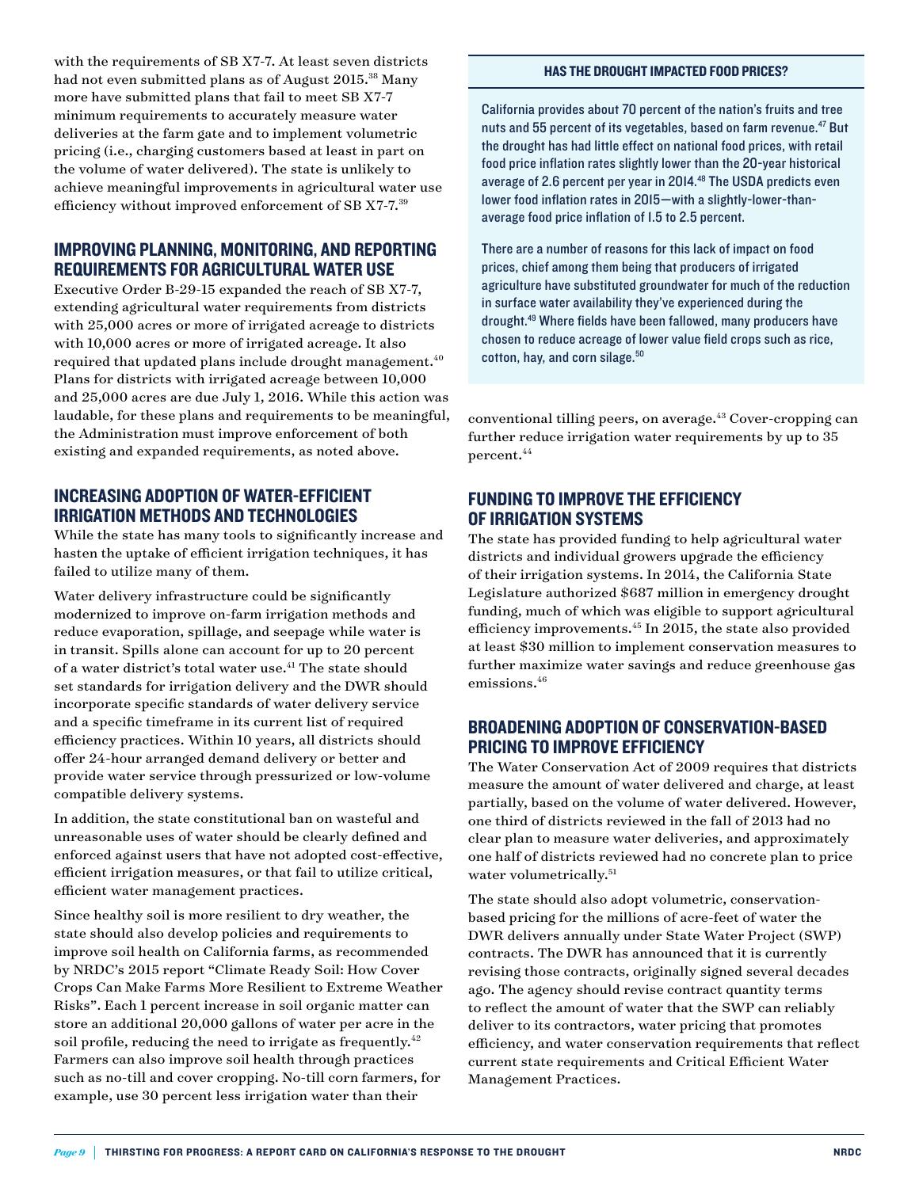with the requirements of SB X7-7. At least seven districts had not even submitted plans as of August 2015.[38] Many more have submitted plans that fail to meet SB X7-7 minimum requirements to accurately measure water deliveries at the farm gate and to implement volumetric pricing (i.e., charging customers based at least in part on the volume of water delivered). The state is unlikely to achieve meaningful improvements in agricultural water use efficiency without improved enforcement of SB X7-7.[39]

## IMPROVING PLANNING, MONITORING, AND REPORTING REQUIREMENTS FOR AGRICULTURAL WATER USE

Executive Order B-29-15 expanded the reach of SB X7-7, extending agricultural water requirements from districts with 25,000 acres or more of irrigated acreage to districts with 10,000 acres or more of irrigated acreage. It also required that updated plans include drought management.[40] Plans for districts with irrigated acreage between 10,000 and 25,000 acres are due July 1, 2016. While this action was laudable, for these plans and requirements to be meaningful, the Administration must improve enforcement of both existing and expanded requirements, as noted above.

## INCREASING ADOPTION OF WATER-EFFICIENT IRRIGATION METHODS AND TECHNOLOGIES

While the state has many tools to significantly increase and hasten the uptake of efficient irrigation techniques, it has failed to utilize many of them.

Water delivery infrastructure could be significantly modernized to improve on-farm irrigation methods and reduce evaporation, spillage, and seepage while water is in transit. Spills alone can account for up to 20 percent of a water district's total water use.[41] The state should set standards for irrigation delivery and the DWR should incorporate specific standards of water delivery service and a specific timeframe in its current list of required efficiency practices. Within 10 years, all districts should offer 24-hour arranged demand delivery or better and provide water service through pressurized or low-volume compatible delivery systems.

In addition, the state constitutional ban on wasteful and unreasonable uses of water should be clearly defined and enforced against users that have not adopted cost-effective, efficient irrigation measures, or that fail to utilize critical, efficient water management practices.

Since healthy soil is more resilient to dry weather, the state should also develop policies and requirements to improve soil health on California farms, as recommended by NRDC's 2015 report "Climate Ready Soil: How Cover Crops Can Make Farms More Resilient to Extreme Weather Risks". Each 1 percent increase in soil organic matter can store an additional 20,000 gallons of water per acre in the soil profile, reducing the need to irrigate as frequently.[42] Farmers can also improve soil health through practices such as no-till and cover cropping. No-till corn farmers, for example, use 30 percent less irrigation water than their conventional tilling peers, on average.[43] Cover-cropping can further reduce irrigation water requirements by up to 35 percent.[44]

### HAS THE DROUGHT IMPACTED FOOD PRICES?

California provides about 70 percent of the nation's fruits and tree nuts and 55 percent of its vegetables, based on farm revenue.[47] But the drought has had little effect on national food prices, with retail food price inflation rates slightly lower than the 20-year historical average of 2.6 percent per year in 2014.[48] The USDA predicts even lower food inflation rates in 2015—with a slightly-lower-than-average food price inflation of 1.5 to 2.5 percent.

There are a number of reasons for this lack of impact on food prices, chief among them being that producers of irrigated agriculture have substituted groundwater for much of the reduction in surface water availability they've experienced during the drought.[49] Where fields have been fallowed, many producers have chosen to reduce acreage of lower value field crops such as rice, cotton, hay, and corn silage.[50]

## FUNDING TO IMPROVE THE EFFICIENCY OF IRRIGATION SYSTEMS

The state has provided funding to help agricultural water districts and individual growers upgrade the efficiency of their irrigation systems. In 2014, the California State Legislature authorized $687 million in emergency drought funding, much of which was eligible to support agricultural efficiency improvements.[45] In 2015, the state also provided at least $30 million to implement conservation measures to further maximize water savings and reduce greenhouse gas emissions.[46]

## BROADENING ADOPTION OF CONSERVATION-BASED PRICING TO IMPROVE EFFICIENCY

The Water Conservation Act of 2009 requires that districts measure the amount of water delivered and charge, at least partially, based on the volume of water delivered. However, one third of districts reviewed in the fall of 2013 had no clear plan to measure water deliveries, and approximately one half of districts reviewed had no concrete plan to price water volumetrically.[51]

The state should also adopt volumetric, conservation-based pricing for the millions of acre-feet of water the DWR delivers annually under State Water Project (SWP) contracts. The DWR has announced that it is currently revising those contracts, originally signed several decades ago. The agency should revise contract quantity terms to reflect the amount of water that the SWP can reliably deliver to its contractors, water pricing that promotes efficiency, and water conservation requirements that reflect current state requirements and Critical Efficient Water Management Practices.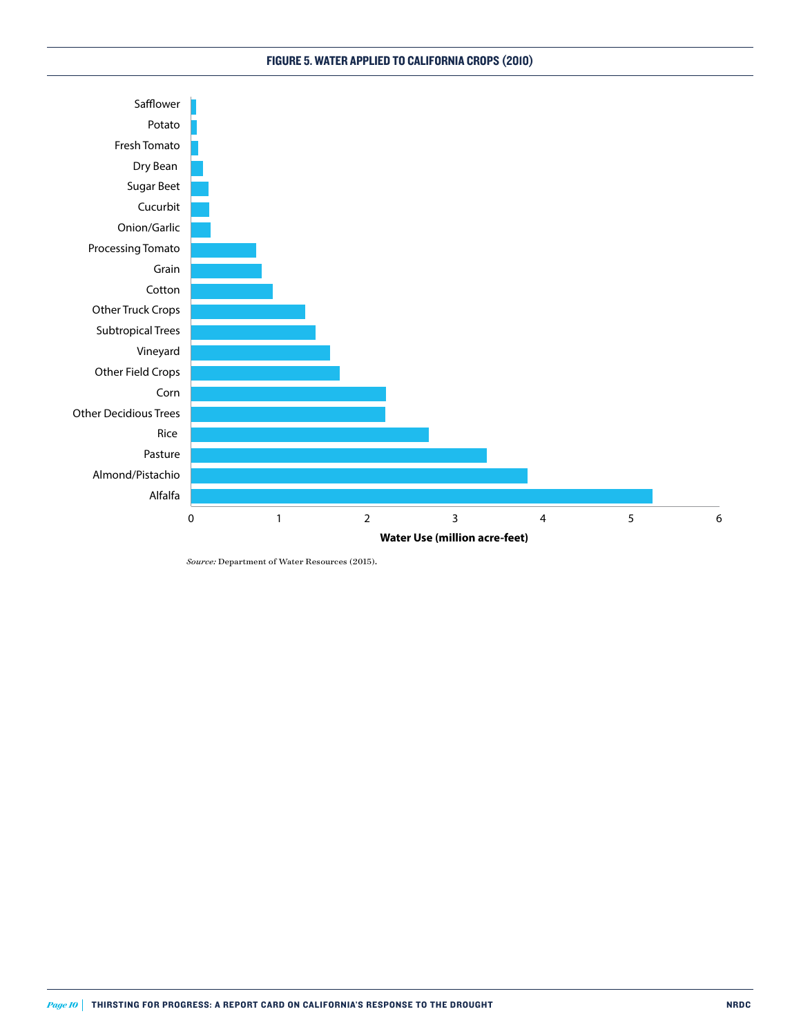**FIGURE 5. WATER APPLIED TO CALIFORNIA CROPS (2010)**

Safflower
Potato
Fresh Tomato
Dry Bean
Sugar Beet
Cucurbit
Onion/Garlic
Processing Tomato
Grain
Cotton
Other Truck Crops
Subtropical Trees
Vineyard
Other Field Crops
Corn
Other Decidious Trees
Rice
Pasture
Almond/Pistachio
Alfalfa

0 1 2 3 4 5 6

**Water Use (million acre-feet)**

*Source:* Department of Water Resources (2015).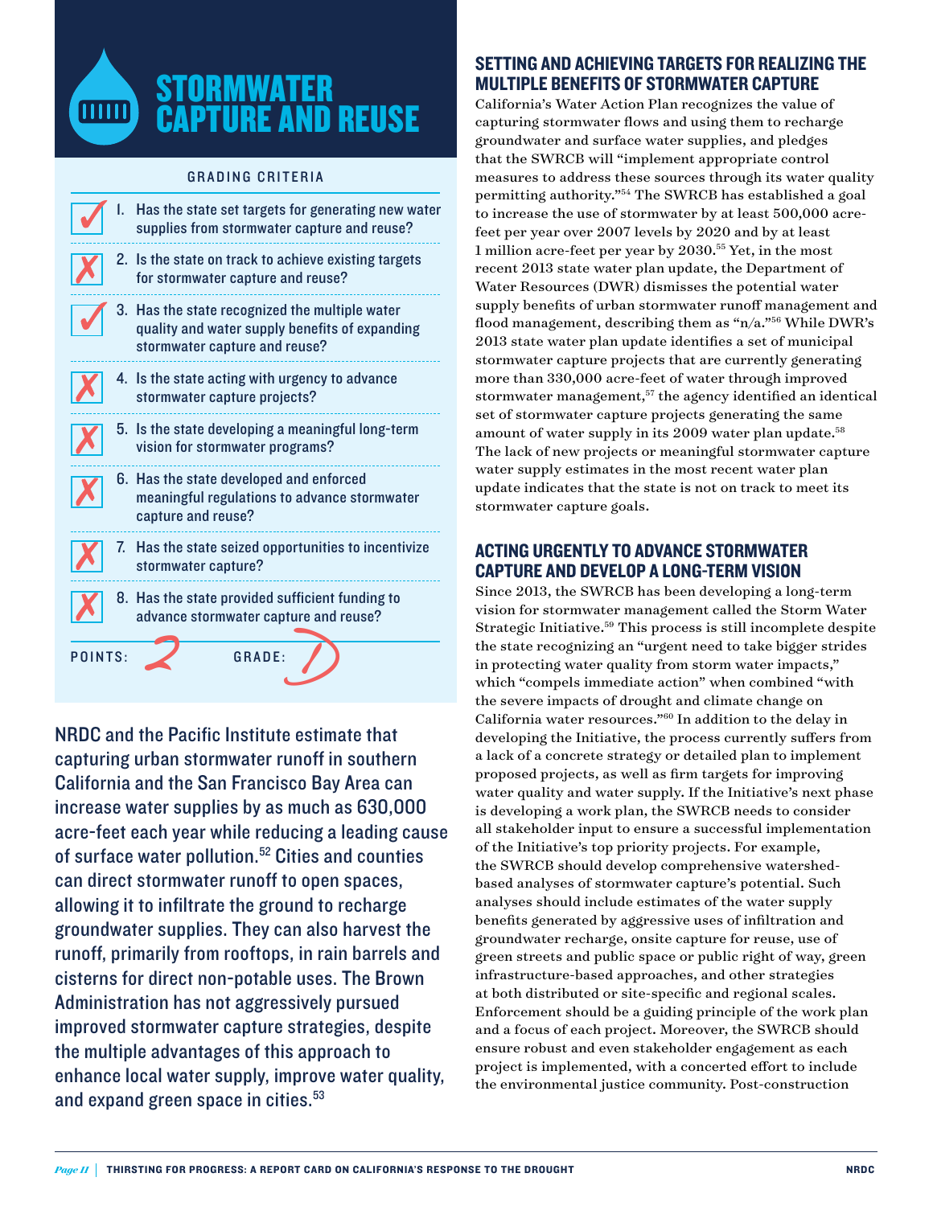# STORMWATER CAPTURE AND REUSE

**GRADING CRITERIA**

| | |
|---|---|
| ✓ | 1. Has the state set targets for generating new water supplies from stormwater capture and reuse? |
| ✗ | 2. Is the state on track to achieve existing targets for stormwater capture and reuse? |
| ✓ | 3. Has the state recognized the multiple water quality and water supply benefits of expanding stormwater capture and reuse? |
| ✗ | 4. Is the state acting with urgency to advance stormwater capture projects? |
| ✗ | 5. Is the state developing a meaningful long-term vision for stormwater programs? |
| ✗ | 6. Has the state developed and enforced meaningful regulations to advance stormwater capture and reuse? |
| ✗ | 7. Has the state seized opportunities to incentivize stormwater capture? |
| ✗ | 8. Has the state provided sufficient funding to advance stormwater capture and reuse? |

POINTS: 2 GRADE: D

NRDC and the Pacific Institute estimate that capturing urban stormwater runoff in southern California and the San Francisco Bay Area can increase water supplies by as much as 630,000 acre-feet each year while reducing a leading cause of surface water pollution.[52] Cities and counties can direct stormwater runoff to open spaces, allowing it to infiltrate the ground to recharge groundwater supplies. They can also harvest the runoff, primarily from rooftops, in rain barrels and cisterns for direct non-potable uses. The Brown Administration has not aggressively pursued improved stormwater capture strategies, despite the multiple advantages of this approach to enhance local water supply, improve water quality, and expand green space in cities.[53]

## SETTING AND ACHIEVING TARGETS FOR REALIZING THE MULTIPLE BENEFITS OF STORMWATER CAPTURE

California's Water Action Plan recognizes the value of capturing stormwater flows and using them to recharge groundwater and surface water supplies, and pledges that the SWRCB will "implement appropriate control measures to address these sources through its water quality permitting authority."[54] The SWRCB has established a goal to increase the use of stormwater by at least 500,000 acre-feet per year over 2007 levels by 2020 and by at least 1 million acre-feet per year by 2030.[55] Yet, in the most recent 2013 state water plan update, the Department of Water Resources (DWR) dismisses the potential water supply benefits of urban stormwater runoff management and flood management, describing them as "n/a."[56] While DWR's 2013 state water plan update identifies a set of municipal stormwater capture projects that are currently generating more than 330,000 acre-feet of water through improved stormwater management,[57] the agency identified an identical set of stormwater capture projects generating the same amount of water supply in its 2009 water plan update.[58] The lack of new projects or meaningful stormwater capture water supply estimates in the most recent water plan update indicates that the state is not on track to meet its stormwater capture goals.

## ACTING URGENTLY TO ADVANCE STORMWATER CAPTURE AND DEVELOP A LONG-TERM VISION

Since 2013, the SWRCB has been developing a long-term vision for stormwater management called the Storm Water Strategic Initiative.[59] This process is still incomplete despite the state recognizing an "urgent need to take bigger strides in protecting water quality from storm water impacts," which "compels immediate action" when combined "with the severe impacts of drought and climate change on California water resources."[60] In addition to the delay in developing the Initiative, the process currently suffers from a lack of a concrete strategy or detailed plan to implement proposed projects, as well as firm targets for improving water quality and water supply. If the Initiative's next phase is developing a work plan, the SWRCB needs to consider all stakeholder input to ensure a successful implementation of the Initiative's top priority projects. For example, the SWRCB should develop comprehensive watershed-based analyses of stormwater capture's potential. Such analyses should include estimates of the water supply benefits generated by aggressive uses of infiltration and groundwater recharge, onsite capture for reuse, use of green streets and public space or public right of way, green infrastructure-based approaches, and other strategies at both distributed or site-specific and regional scales. Enforcement should be a guiding principle of the work plan and a focus of each project. Moreover, the SWRCB should ensure robust and even stakeholder engagement as each project is implemented, with a concerted effort to include the environmental justice community. Post-construction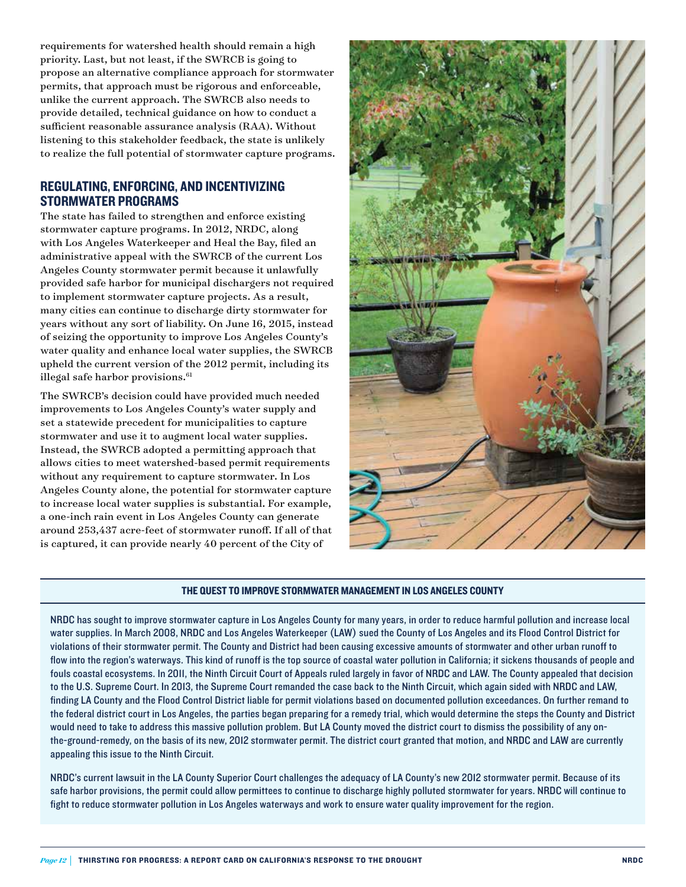requirements for watershed health should remain a high priority. Last, but not least, if the SWRCB is going to propose an alternative compliance approach for stormwater permits, that approach must be rigorous and enforceable, unlike the current approach. The SWRCB also needs to provide detailed, technical guidance on how to conduct a sufficient reasonable assurance analysis (RAA). Without listening to this stakeholder feedback, the state is unlikely to realize the full potential of stormwater capture programs.

## REGULATING, ENFORCING, AND INCENTIVIZING STORMWATER PROGRAMS

The state has failed to strengthen and enforce existing stormwater capture programs. In 2012, NRDC, along with Los Angeles Waterkeeper and Heal the Bay, filed an administrative appeal with the SWRCB of the current Los Angeles County stormwater permit because it unlawfully provided safe harbor for municipal dischargers not required to implement stormwater capture projects. As a result, many cities can continue to discharge dirty stormwater for years without any sort of liability. On June 16, 2015, instead of seizing the opportunity to improve Los Angeles County's water quality and enhance local water supplies, the SWRCB upheld the current version of the 2012 permit, including its illegal safe harbor provisions.[61]

The SWRCB's decision could have provided much needed improvements to Los Angeles County's water supply and set a statewide precedent for municipalities to capture stormwater and use it to augment local water supplies. Instead, the SWRCB adopted a permitting approach that allows cities to meet watershed-based permit requirements without any requirement to capture stormwater. In Los Angeles County alone, the potential for stormwater capture to increase local water supplies is substantial. For example, a one-inch rain event in Los Angeles County can generate around 253,437 acre-feet of stormwater runoff. If all of that is captured, it can provide nearly 40 percent of the City of

### THE QUEST TO IMPROVE STORMWATER MANAGEMENT IN LOS ANGELES COUNTY

NRDC has sought to improve stormwater capture in Los Angeles County for many years, in order to reduce harmful pollution and increase local water supplies. In March 2008, NRDC and Los Angeles Waterkeeper (LAW) sued the County of Los Angeles and its Flood Control District for violations of their stormwater permit. The County and District had been causing excessive amounts of stormwater and other urban runoff to flow into the region's waterways. This kind of runoff is the top source of coastal water pollution in California; it sickens thousands of people and fouls coastal ecosystems. In 2011, the Ninth Circuit Court of Appeals ruled largely in favor of NRDC and LAW. The County appealed that decision to the U.S. Supreme Court. In 2013, the Supreme Court remanded the case back to the Ninth Circuit, which again sided with NRDC and LAW, finding LA County and the Flood Control District liable for permit violations based on documented pollution exceedances. On further remand to the federal district court in Los Angeles, the parties began preparing for a remedy trial, which would determine the steps the County and District would need to take to address this massive pollution problem. But LA County moved the district court to dismiss the possibility of any on-the-ground-remedy, on the basis of its new, 2012 stormwater permit. The district court granted that motion, and NRDC and LAW are currently appealing this issue to the Ninth Circuit.

NRDC's current lawsuit in the LA County Superior Court challenges the adequacy of LA County's new 2012 stormwater permit. Because of its safe harbor provisions, the permit could allow permittees to continue to discharge highly polluted stormwater for years. NRDC will continue to fight to reduce stormwater pollution in Los Angeles waterways and work to ensure water quality improvement for the region.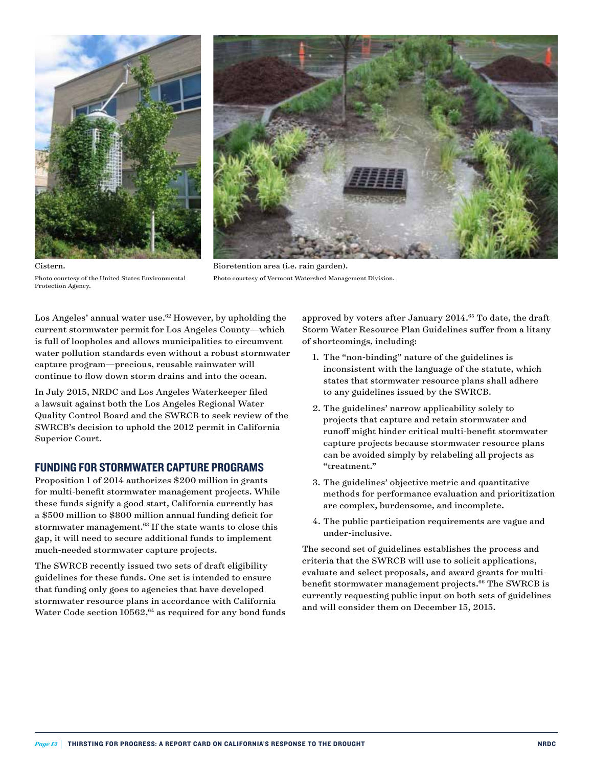Cistern.

Photo courtesy of the United States Environmental Protection Agency.

Bioretention area (i.e. rain garden).

Photo courtesy of Vermont Watershed Management Division.

Los Angeles' annual water use.[62] However, by upholding the current stormwater permit for Los Angeles County—which is full of loopholes and allows municipalities to circumvent water pollution standards even without a robust stormwater capture program—precious, reusable rainwater will continue to flow down storm drains and into the ocean.

In July 2015, NRDC and Los Angeles Waterkeeper filed a lawsuit against both the Los Angeles Regional Water Quality Control Board and the SWRCB to seek review of the SWRCB's decision to uphold the 2012 permit in California Superior Court.

## FUNDING FOR STORMWATER CAPTURE PROGRAMS

Proposition 1 of 2014 authorizes $200 million in grants for multi-benefit stormwater management projects. While these funds signify a good start, California currently has a $500 million to $800 million annual funding deficit for stormwater management.[63] If the state wants to close this gap, it will need to secure additional funds to implement much-needed stormwater capture projects.

The SWRCB recently issued two sets of draft eligibility guidelines for these funds. One set is intended to ensure that funding only goes to agencies that have developed stormwater resource plans in accordance with California Water Code section 10562,[64] as required for any bond funds approved by voters after January 2014.[65] To date, the draft Storm Water Resource Plan Guidelines suffer from a litany of shortcomings, including:

1. The "non-binding" nature of the guidelines is inconsistent with the language of the statute, which states that stormwater resource plans shall adhere to any guidelines issued by the SWRCB.
2. The guidelines' narrow applicability solely to projects that capture and retain stormwater and runoff might hinder critical multi-benefit stormwater capture projects because stormwater resource plans can be avoided simply by relabeling all projects as "treatment."
3. The guidelines' objective metric and quantitative methods for performance evaluation and prioritization are complex, burdensome, and incomplete.
4. The public participation requirements are vague and under-inclusive.

The second set of guidelines establishes the process and criteria that the SWRCB will use to solicit applications, evaluate and select proposals, and award grants for multi-benefit stormwater management projects.[66] The SWRCB is currently requesting public input on both sets of guidelines and will consider them on December 15, 2015.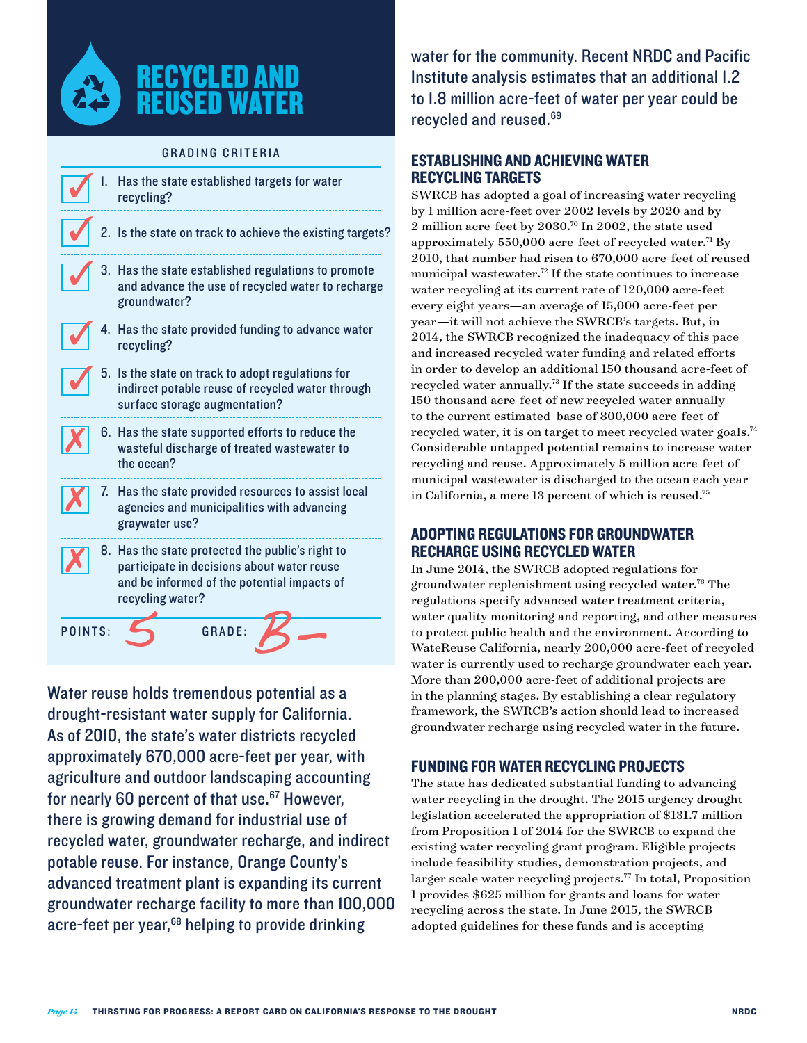# RECYCLED AND REUSED WATER

GRADING CRITERIA

- ✓ 1. Has the state established targets for water recycling?
- ✓ 2. Is the state on track to achieve the existing targets?
- ✓ 3. Has the state established regulations to promote and advance the use of recycled water to recharge groundwater?
- ✓ 4. Has the state provided funding to advance water recycling?
- ✓ 5. Is the state on track to adopt regulations for indirect potable reuse of recycled water through surface storage augmentation?
- ✗ 6. Has the state supported efforts to reduce the wasteful discharge of treated wastewater to the ocean?
- ✗ 7. Has the state provided resources to assist local agencies and municipalities with advancing graywater use?
- ✗ 8. Has the state protected the public's right to participate in decisions about water reuse and be informed of the potential impacts of recycling water?

POINTS: 5 GRADE: B–

Water reuse holds tremendous potential as a drought-resistant water supply for California. As of 2010, the state's water districts recycled approximately 670,000 acre-feet per year, with agriculture and outdoor landscaping accounting for nearly 60 percent of that use.[67] However, there is growing demand for industrial use of recycled water, groundwater recharge, and indirect potable reuse. For instance, Orange County's advanced treatment plant is expanding its current groundwater recharge facility to more than 100,000 acre-feet per year,[68] helping to provide drinking water for the community. Recent NRDC and Pacific Institute analysis estimates that an additional 1.2 to 1.8 million acre-feet of water per year could be recycled and reused.[69]

## ESTABLISHING AND ACHIEVING WATER RECYCLING TARGETS

SWRCB has adopted a goal of increasing water recycling by 1 million acre-feet over 2002 levels by 2020 and by 2 million acre-feet by 2030.[70] In 2002, the state used approximately 550,000 acre-feet of recycled water.[71] By 2010, that number had risen to 670,000 acre-feet of reused municipal wastewater.[72] If the state continues to increase water recycling at its current rate of 120,000 acre-feet every eight years—an average of 15,000 acre-feet per year—it will not achieve the SWRCB's targets. But, in 2014, the SWRCB recognized the inadequacy of this pace and increased recycled water funding and related efforts in order to develop an additional 150 thousand acre-feet of recycled water annually.[73] If the state succeeds in adding 150 thousand acre-feet of new recycled water annually to the current estimated base of 800,000 acre-feet of recycled water, it is on target to meet recycled water goals.[74] Considerable untapped potential remains to increase water recycling and reuse. Approximately 5 million acre-feet of municipal wastewater is discharged to the ocean each year in California, a mere 13 percent of which is reused.[75]

## ADOPTING REGULATIONS FOR GROUNDWATER RECHARGE USING RECYCLED WATER

In June 2014, the SWRCB adopted regulations for groundwater replenishment using recycled water.[76] The regulations specify advanced water treatment criteria, water quality monitoring and reporting, and other measures to protect public health and the environment. According to WateReuse California, nearly 200,000 acre-feet of recycled water is currently used to recharge groundwater each year. More than 200,000 acre-feet of additional projects are in the planning stages. By establishing a clear regulatory framework, the SWRCB's action should lead to increased groundwater recharge using recycled water in the future.

## FUNDING FOR WATER RECYCLING PROJECTS

The state has dedicated substantial funding to advancing water recycling in the drought. The 2015 urgency drought legislation accelerated the appropriation of $131.7 million from Proposition 1 of 2014 for the SWRCB to expand the existing water recycling grant program. Eligible projects include feasibility studies, demonstration projects, and larger scale water recycling projects.[77] In total, Proposition 1 provides $625 million for grants and loans for water recycling across the state. In June 2015, the SWRCB adopted guidelines for these funds and is accepting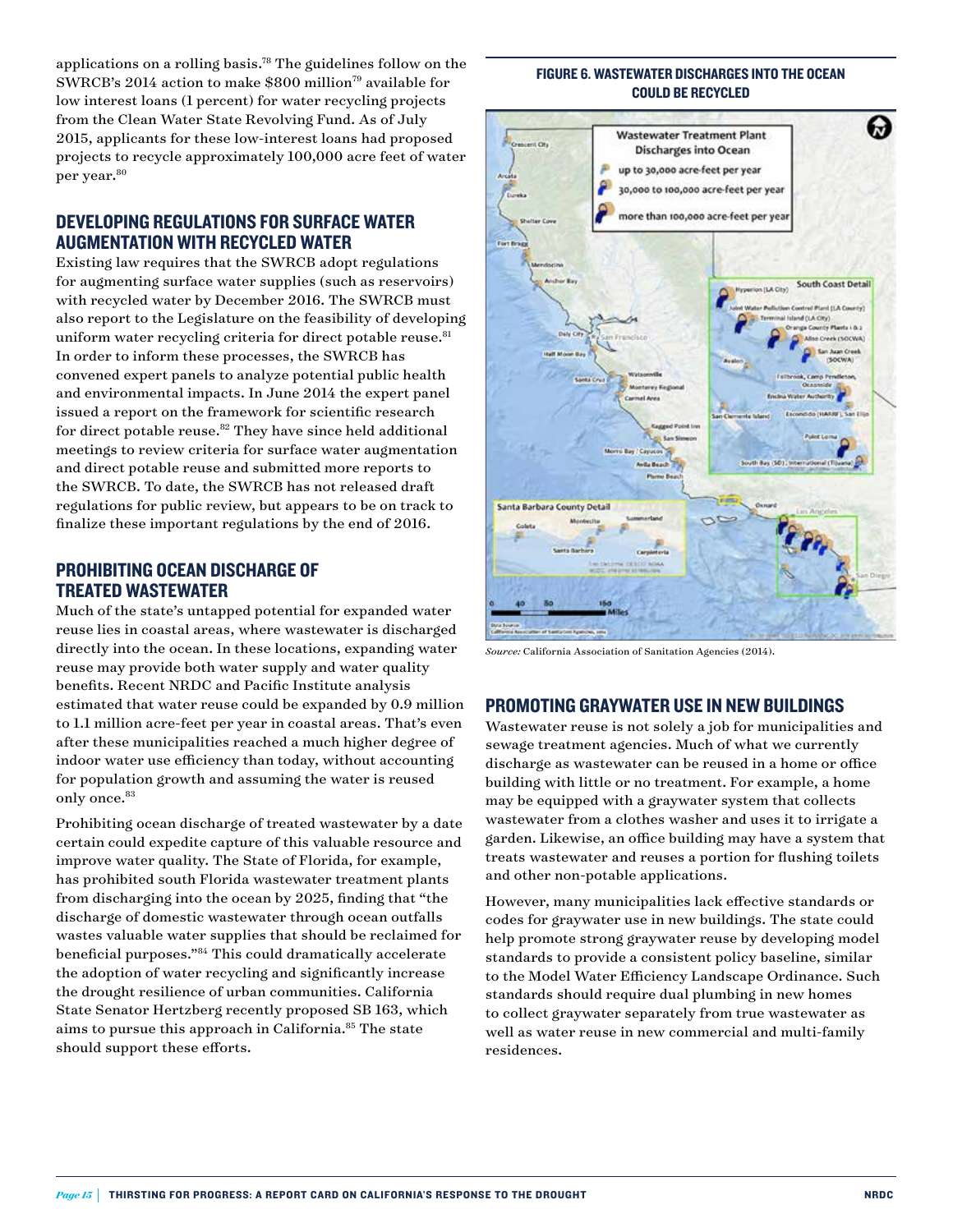applications on a rolling basis.[78] The guidelines follow on the SWRCB's 2014 action to make $800 million[79] available for low interest loans (1 percent) for water recycling projects from the Clean Water State Revolving Fund. As of July 2015, applicants for these low-interest loans had proposed projects to recycle approximately 100,000 acre feet of water per year.[80]

## DEVELOPING REGULATIONS FOR SURFACE WATER AUGMENTATION WITH RECYCLED WATER

Existing law requires that the SWRCB adopt regulations for augmenting surface water supplies (such as reservoirs) with recycled water by December 2016. The SWRCB must also report to the Legislature on the feasibility of developing uniform water recycling criteria for direct potable reuse.[81] In order to inform these processes, the SWRCB has convened expert panels to analyze potential public health and environmental impacts. In June 2014 the expert panel issued a report on the framework for scientific research for direct potable reuse.[82] They have since held additional meetings to review criteria for surface water augmentation and direct potable reuse and submitted more reports to the SWRCB. To date, the SWRCB has not released draft regulations for public review, but appears to be on track to finalize these important regulations by the end of 2016.

## PROHIBITING OCEAN DISCHARGE OF TREATED WASTEWATER

Much of the state's untapped potential for expanded water reuse lies in coastal areas, where wastewater is discharged directly into the ocean. In these locations, expanding water reuse may provide both water supply and water quality benefits. Recent NRDC and Pacific Institute analysis estimated that water reuse could be expanded by 0.9 million to 1.1 million acre-feet per year in coastal areas. That's even after these municipalities reached a much higher degree of indoor water use efficiency than today, without accounting for population growth and assuming the water is reused only once.[83]

Prohibiting ocean discharge of treated wastewater by a date certain could expedite capture of this valuable resource and improve water quality. The State of Florida, for example, has prohibited south Florida wastewater treatment plants from discharging into the ocean by 2025, finding that "the discharge of domestic wastewater through ocean outfalls wastes valuable water supplies that should be reclaimed for beneficial purposes."[84] This could dramatically accelerate the adoption of water recycling and significantly increase the drought resilience of urban communities. California State Senator Hertzberg recently proposed SB 163, which aims to pursue this approach in California.[85] The state should support these efforts.

**FIGURE 6. WASTEWATER DISCHARGES INTO THE OCEAN COULD BE RECYCLED**

*Source:* California Association of Sanitation Agencies (2014).

## PROMOTING GRAYWATER USE IN NEW BUILDINGS

Wastewater reuse is not solely a job for municipalities and sewage treatment agencies. Much of what we currently discharge as wastewater can be reused in a home or office building with little or no treatment. For example, a home may be equipped with a graywater system that collects wastewater from a clothes washer and uses it to irrigate a garden. Likewise, an office building may have a system that treats wastewater and reuses a portion for flushing toilets and other non-potable applications.

However, many municipalities lack effective standards or codes for graywater use in new buildings. The state could help promote strong graywater reuse by developing model standards to provide a consistent policy baseline, similar to the Model Water Efficiency Landscape Ordinance. Such standards should require dual plumbing in new homes to collect graywater separately from true wastewater as well as water reuse in new commercial and multi-family residences.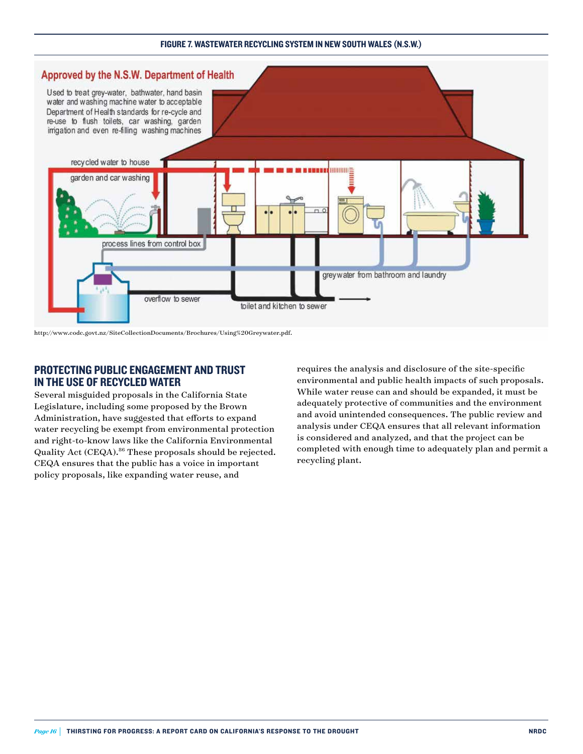**FIGURE 7. WASTEWATER RECYCLING SYSTEM IN NEW SOUTH WALES (N.S.W.)**

Approved by the N.S.W. Department of Health

Used to treat grey-water, bathwater, hand basin water and washing machine water to acceptable Department of Health standards for re-cycle and re-use to flush toilets, car washing, garden irrigation and even re-filling washing machines

recycled water to house

garden and car washing

process lines from control box

greywater from bathroom and laundry

overflow to sewer

toilet and kitchen to sewer

http://www.codc.govt.nz/SiteCollectionDocuments/Brochures/Using%20Greywater.pdf.

## PROTECTING PUBLIC ENGAGEMENT AND TRUST IN THE USE OF RECYCLED WATER

Several misguided proposals in the California State Legislature, including some proposed by the Brown Administration, have suggested that efforts to expand water recycling be exempt from environmental protection and right-to-know laws like the California Environmental Quality Act (CEQA).[86] These proposals should be rejected. CEQA ensures that the public has a voice in important policy proposals, like expanding water reuse, and requires the analysis and disclosure of the site-specific environmental and public health impacts of such proposals. While water reuse can and should be expanded, it must be adequately protective of communities and the environment and avoid unintended consequences. The public review and analysis under CEQA ensures that all relevant information is considered and analyzed, and that the project can be completed with enough time to adequately plan and permit a recycling plant.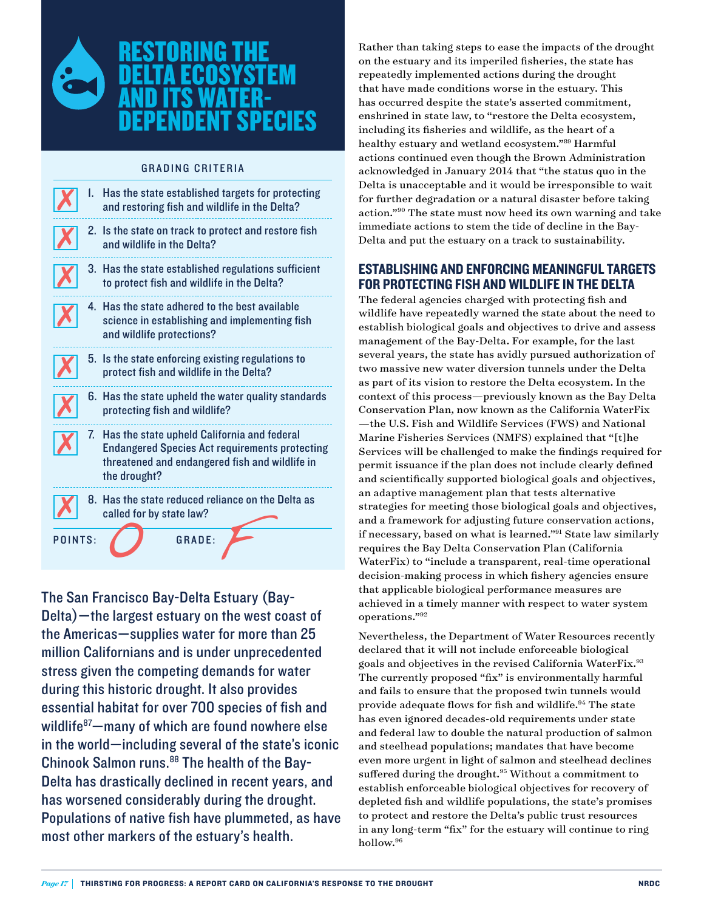# RESTORING THE DELTA ECOSYSTEM AND ITS WATER-DEPENDENT SPECIES

**GRADING CRITERIA**

| | |
|---|---|
| ✗ | 1. Has the state established targets for protecting and restoring fish and wildlife in the Delta? |
| ✗ | 2. Is the state on track to protect and restore fish and wildlife in the Delta? |
| ✗ | 3. Has the state established regulations sufficient to protect fish and wildlife in the Delta? |
| ✗ | 4. Has the state adhered to the best available science in establishing and implementing fish and wildlife protections? |
| ✗ | 5. Is the state enforcing existing regulations to protect fish and wildlife in the Delta? |
| ✗ | 6. Has the state upheld the water quality standards protecting fish and wildlife? |
| ✗ | 7. Has the state upheld California and federal Endangered Species Act requirements protecting threatened and endangered fish and wildlife in the drought? |
| ✗ | 8. Has the state reduced reliance on the Delta as called for by state law? |

POINTS: 0 GRADE: F

The San Francisco Bay-Delta Estuary (Bay-Delta)—the largest estuary on the west coast of the Americas—supplies water for more than 25 million Californians and is under unprecedented stress given the competing demands for water during this historic drought. It also provides essential habitat for over 700 species of fish and wildlife[87]—many of which are found nowhere else in the world—including several of the state's iconic Chinook Salmon runs.[88] The health of the Bay-Delta has drastically declined in recent years, and has worsened considerably during the drought. Populations of native fish have plummeted, as have most other markers of the estuary's health.

Rather than taking steps to ease the impacts of the drought on the estuary and its imperiled fisheries, the state has repeatedly implemented actions during the drought that have made conditions worse in the estuary. This has occurred despite the state's asserted commitment, enshrined in state law, to "restore the Delta ecosystem, including its fisheries and wildlife, as the heart of a healthy estuary and wetland ecosystem."[89] Harmful actions continued even though the Brown Administration acknowledged in January 2014 that "the status quo in the Delta is unacceptable and it would be irresponsible to wait for further degradation or a natural disaster before taking action."[90] The state must now heed its own warning and take immediate actions to stem the tide of decline in the Bay-Delta and put the estuary on a track to sustainability.

## ESTABLISHING AND ENFORCING MEANINGFUL TARGETS FOR PROTECTING FISH AND WILDLIFE IN THE DELTA

The federal agencies charged with protecting fish and wildlife have repeatedly warned the state about the need to establish biological goals and objectives to drive and assess management of the Bay-Delta. For example, for the last several years, the state has avidly pursued authorization of two massive new water diversion tunnels under the Delta as part of its vision to restore the Delta ecosystem. In the context of this process—previously known as the Bay Delta Conservation Plan, now known as the California WaterFix—the U.S. Fish and Wildlife Services (FWS) and National Marine Fisheries Services (NMFS) explained that "[t]he Services will be challenged to make the findings required for permit issuance if the plan does not include clearly defined and scientifically supported biological goals and objectives, an adaptive management plan that tests alternative strategies for meeting those biological goals and objectives, and a framework for adjusting future conservation actions, if necessary, based on what is learned."[91] State law similarly requires the Bay Delta Conservation Plan (California WaterFix) to "include a transparent, real-time operational decision-making process in which fishery agencies ensure that applicable biological performance measures are achieved in a timely manner with respect to water system operations."[92]

Nevertheless, the Department of Water Resources recently declared that it will not include enforceable biological goals and objectives in the revised California WaterFix.[93] The currently proposed "fix" is environmentally harmful and fails to ensure that the proposed twin tunnels would provide adequate flows for fish and wildlife.[94] The state has even ignored decades-old requirements under state and federal law to double the natural production of salmon and steelhead populations; mandates that have become even more urgent in light of salmon and steelhead declines suffered during the drought.[95] Without a commitment to establish enforceable biological objectives for recovery of depleted fish and wildlife populations, the state's promises to protect and restore the Delta's public trust resources in any long-term "fix" for the estuary will continue to ring hollow.[96]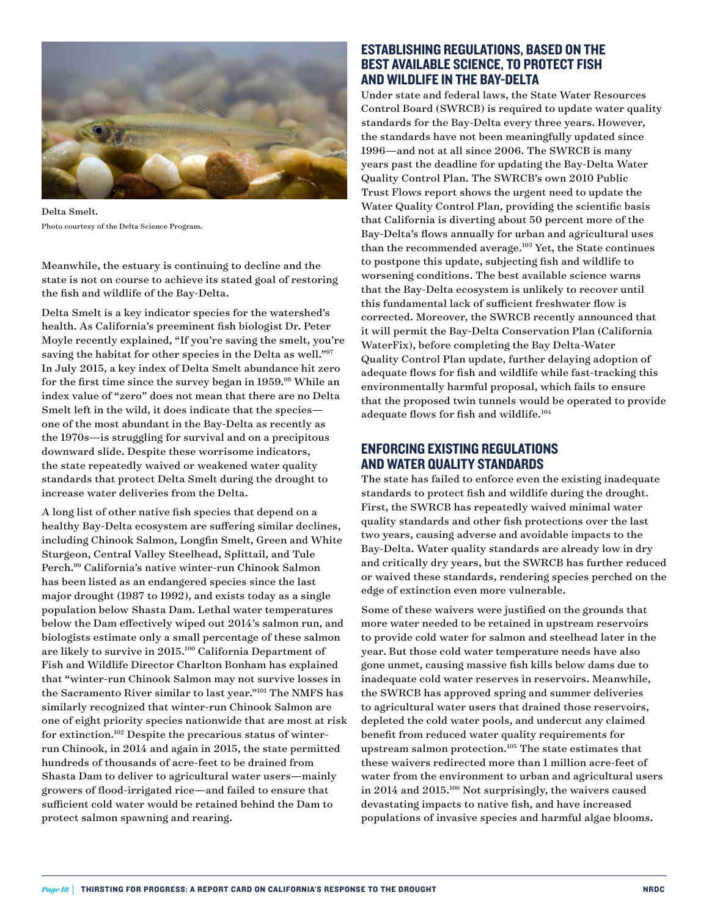Delta Smelt.
Photo courtesy of the Delta Science Program.

Meanwhile, the estuary is continuing to decline and the state is not on course to achieve its stated goal of restoring the fish and wildlife of the Bay-Delta.

Delta Smelt is a key indicator species for the watershed's health. As California's preeminent fish biologist Dr. Peter Moyle recently explained, "If you're saving the smelt, you're saving the habitat for other species in the Delta as well."[97] In July 2015, a key index of Delta Smelt abundance hit zero for the first time since the survey began in 1959.[98] While an index value of "zero" does not mean that there are no Delta Smelt left in the wild, it does indicate that the species—one of the most abundant in the Bay-Delta as recently as the 1970s—is struggling for survival and on a precipitous downward slide. Despite these worrisome indicators, the state repeatedly waived or weakened water quality standards that protect Delta Smelt during the drought to increase water deliveries from the Delta.

A long list of other native fish species that depend on a healthy Bay-Delta ecosystem are suffering similar declines, including Chinook Salmon, Longfin Smelt, Green and White Sturgeon, Central Valley Steelhead, Splittail, and Tule Perch.[99] California's native winter-run Chinook Salmon has been listed as an endangered species since the last major drought (1987 to 1992), and exists today as a single population below Shasta Dam. Lethal water temperatures below the Dam effectively wiped out 2014's salmon run, and biologists estimate only a small percentage of these salmon are likely to survive in 2015.[100] California Department of Fish and Wildlife Director Charlton Bonham has explained that "winter-run Chinook Salmon may not survive losses in the Sacramento River similar to last year."[101] The NMFS has similarly recognized that winter-run Chinook Salmon are one of eight priority species nationwide that are most at risk for extinction.[102] Despite the precarious status of winter-run Chinook, in 2014 and again in 2015, the state permitted hundreds of thousands of acre-feet to be drained from Shasta Dam to deliver to agricultural water users—mainly growers of flood-irrigated rice—and failed to ensure that sufficient cold water would be retained behind the Dam to protect salmon spawning and rearing.

## ESTABLISHING REGULATIONS, BASED ON THE BEST AVAILABLE SCIENCE, TO PROTECT FISH AND WILDLIFE IN THE BAY-DELTA

Under state and federal laws, the State Water Resources Control Board (SWRCB) is required to update water quality standards for the Bay-Delta every three years. However, the standards have not been meaningfully updated since 1996—and not at all since 2006. The SWRCB is many years past the deadline for updating the Bay-Delta Water Quality Control Plan. The SWRCB's own 2010 Public Trust Flows report shows the urgent need to update the Water Quality Control Plan, providing the scientific basis that California is diverting about 50 percent more of the Bay-Delta's flows annually for urban and agricultural uses than the recommended average.[103] Yet, the State continues to postpone this update, subjecting fish and wildlife to worsening conditions. The best available science warns that the Bay-Delta ecosystem is unlikely to recover until this fundamental lack of sufficient freshwater flow is corrected. Moreover, the SWRCB recently announced that it will permit the Bay-Delta Conservation Plan (California WaterFix), before completing the Bay Delta-Water Quality Control Plan update, further delaying adoption of adequate flows for fish and wildlife while fast-tracking this environmentally harmful proposal, which fails to ensure that the proposed twin tunnels would be operated to provide adequate flows for fish and wildlife.[104]

## ENFORCING EXISTING REGULATIONS AND WATER QUALITY STANDARDS

The state has failed to enforce even the existing inadequate standards to protect fish and wildlife during the drought. First, the SWRCB has repeatedly waived minimal water quality standards and other fish protections over the last two years, causing adverse and avoidable impacts to the Bay-Delta. Water quality standards are already low in dry and critically dry years, but the SWRCB has further reduced or waived these standards, rendering species perched on the edge of extinction even more vulnerable.

Some of these waivers were justified on the grounds that more water needed to be retained in upstream reservoirs to provide cold water for salmon and steelhead later in the year. But those cold water temperature needs have also gone unmet, causing massive fish kills below dams due to inadequate cold water reserves in reservoirs. Meanwhile, the SWRCB has approved spring and summer deliveries to agricultural water users that drained those reservoirs, depleted the cold water pools, and undercut any claimed benefit from reduced water quality requirements for upstream salmon protection.[105] The state estimates that these waivers redirected more than 1 million acre-feet of water from the environment to urban and agricultural users in 2014 and 2015.[106] Not surprisingly, the waivers caused devastating impacts to native fish, and have increased populations of invasive species and harmful algae blooms.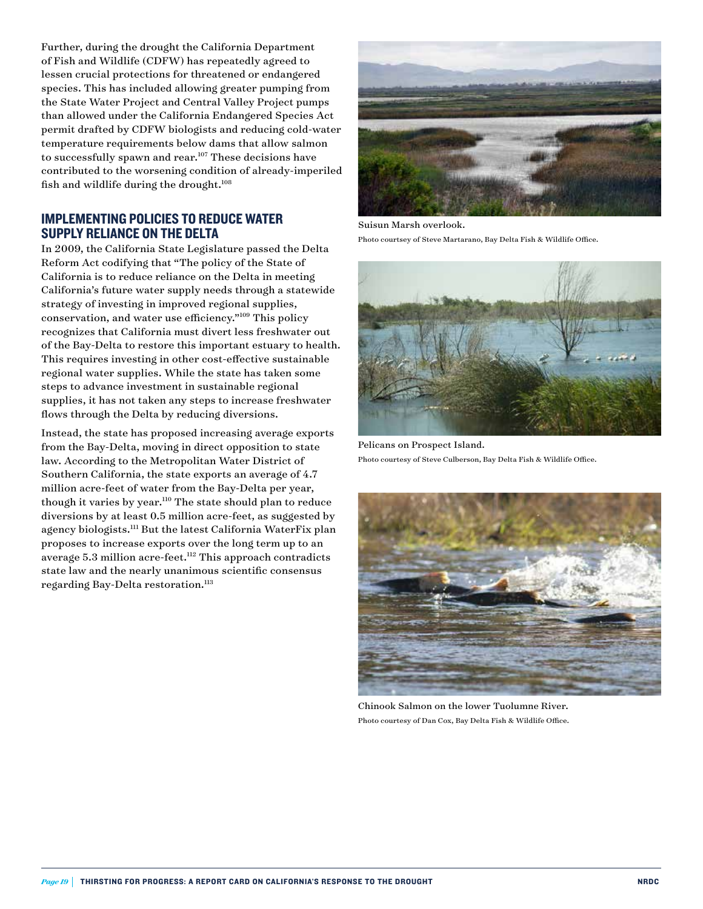Further, during the drought the California Department of Fish and Wildlife (CDFW) has repeatedly agreed to lessen crucial protections for threatened or endangered species. This has included allowing greater pumping from the State Water Project and Central Valley Project pumps than allowed under the California Endangered Species Act permit drafted by CDFW biologists and reducing cold-water temperature requirements below dams that allow salmon to successfully spawn and rear.[107] These decisions have contributed to the worsening condition of already-imperiled fish and wildlife during the drought.[108]

## IMPLEMENTING POLICIES TO REDUCE WATER SUPPLY RELIANCE ON THE DELTA

In 2009, the California State Legislature passed the Delta Reform Act codifying that "The policy of the State of California is to reduce reliance on the Delta in meeting California's future water supply needs through a statewide strategy of investing in improved regional supplies, conservation, and water use efficiency."[109] This policy recognizes that California must divert less freshwater out of the Bay-Delta to restore this important estuary to health. This requires investing in other cost-effective sustainable regional water supplies. While the state has taken some steps to advance investment in sustainable regional supplies, it has not taken any steps to increase freshwater flows through the Delta by reducing diversions.

Instead, the state has proposed increasing average exports from the Bay-Delta, moving in direct opposition to state law. According to the Metropolitan Water District of Southern California, the state exports an average of 4.7 million acre-feet of water from the Bay-Delta per year, though it varies by year.[110] The state should plan to reduce diversions by at least 0.5 million acre-feet, as suggested by agency biologists.[111] But the latest California WaterFix plan proposes to increase exports over the long term up to an average 5.3 million acre-feet.[112] This approach contradicts state law and the nearly unanimous scientific consensus regarding Bay-Delta restoration.[113]

Suisun Marsh overlook.
Photo courtsey of Steve Martarano, Bay Delta Fish & Wildlife Office.

Pelicans on Prospect Island.
Photo courtesy of Steve Culberson, Bay Delta Fish & Wildlife Office.

Chinook Salmon on the lower Tuolumne River.
Photo courtesy of Dan Cox, Bay Delta Fish & Wildlife Office.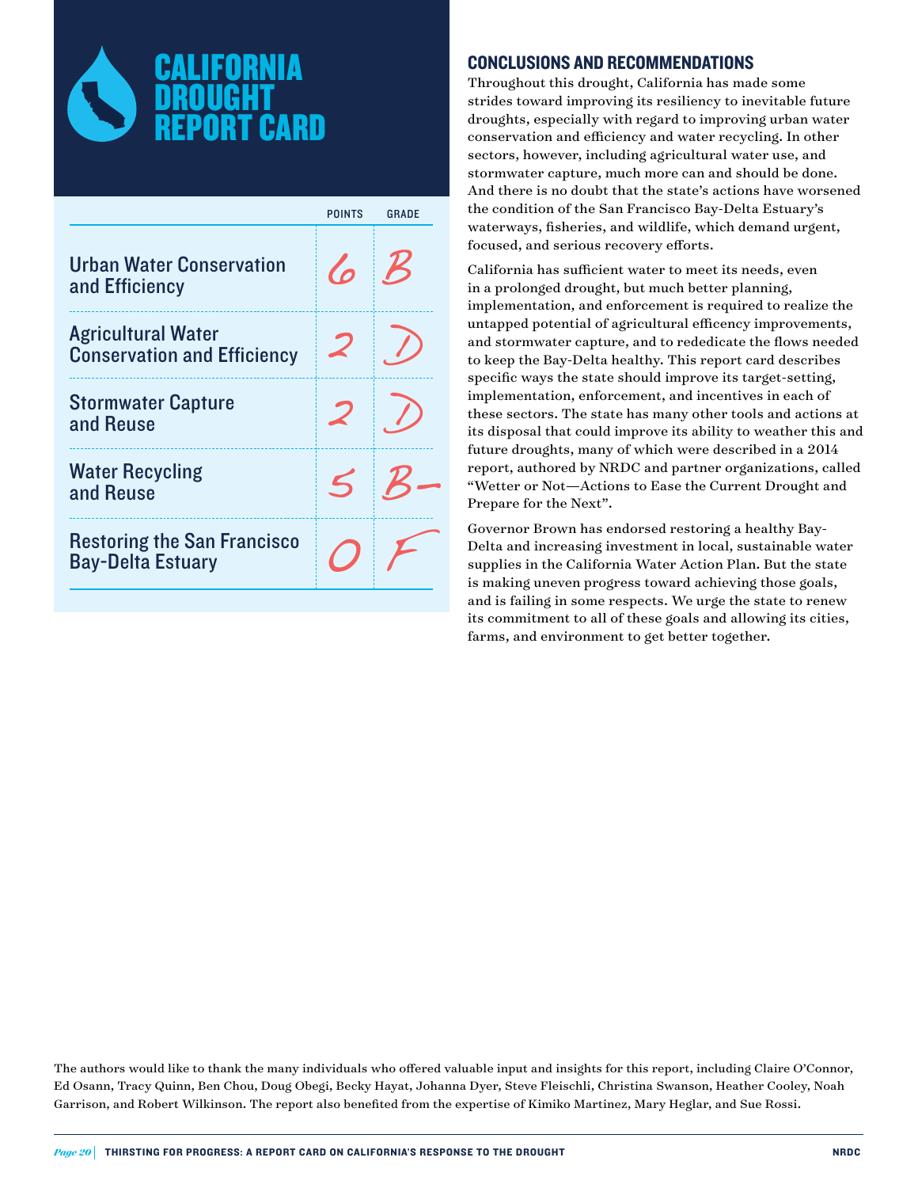# CALIFORNIA DROUGHT REPORT CARD

| | POINTS | GRADE |
|---|---|---|
| Urban Water Conservation and Efficiency | 6 | B |
| Agricultural Water Conservation and Efficiency | 2 | D |
| Stormwater Capture and Reuse | 2 | D |
| Water Recycling and Reuse | 5 | B- |
| Restoring the San Francisco Bay-Delta Estuary | 0 | F |

## CONCLUSIONS AND RECOMMENDATIONS

Throughout this drought, California has made some strides toward improving its resiliency to inevitable future droughts, especially with regard to improving urban water conservation and efficiency and water recycling. In other sectors, however, including agricultural water use, and stormwater capture, much more can and should be done. And there is no doubt that the state's actions have worsened the condition of the San Francisco Bay-Delta Estuary's waterways, fisheries, and wildlife, which demand urgent, focused, and serious recovery efforts.

California has sufficient water to meet its needs, even in a prolonged drought, but much better planning, implementation, and enforcement is required to realize the untapped potential of agricultural efficency improvements, and stormwater capture, and to rededicate the flows needed to keep the Bay-Delta healthy. This report card describes specific ways the state should improve its target-setting, implementation, enforcement, and incentives in each of these sectors. The state has many other tools and actions at its disposal that could improve its ability to weather this and future droughts, many of which were described in a 2014 report, authored by NRDC and partner organizations, called "Wetter or Not—Actions to Ease the Current Drought and Prepare for the Next".

Governor Brown has endorsed restoring a healthy Bay-Delta and increasing investment in local, sustainable water supplies in the California Water Action Plan. But the state is making uneven progress toward achieving those goals, and is failing in some respects. We urge the state to renew its commitment to all of these goals and allowing its cities, farms, and environment to get better together.

The authors would like to thank the many individuals who offered valuable input and insights for this report, including Claire O'Connor, Ed Osann, Tracy Quinn, Ben Chou, Doug Obegi, Becky Hayat, Johanna Dyer, Steve Fleischli, Christina Swanson, Heather Cooley, Noah Garrison, and Robert Wilkinson. The report also benefited from the expertise of Kimiko Martinez, Mary Heglar, and Sue Rossi.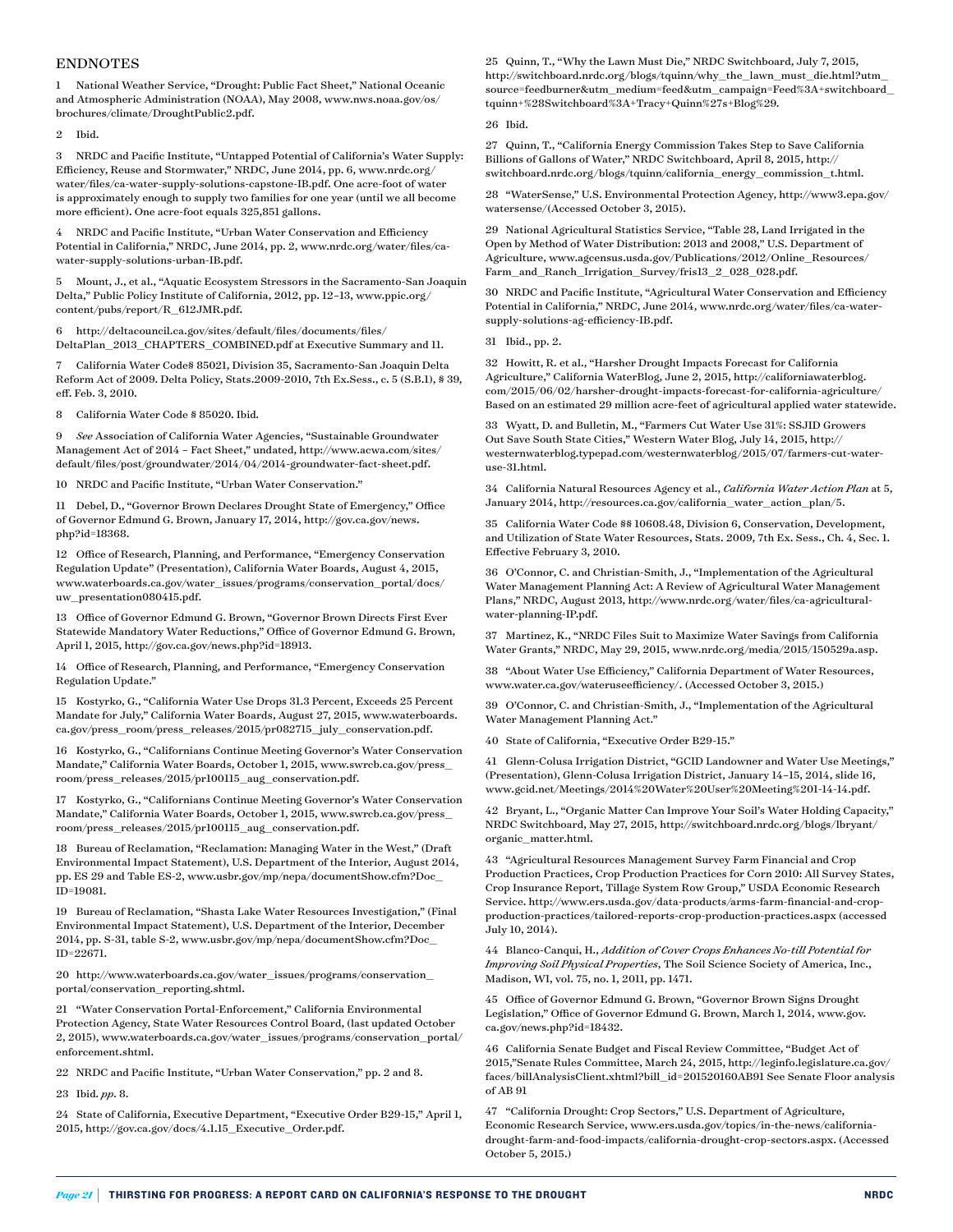## ENDNOTES

1 National Weather Service, "Drought: Public Fact Sheet," National Oceanic and Atmospheric Administration (NOAA), May 2008, www.nws.noaa.gov/os/brochures/climate/DroughtPublic2.pdf.

2 Ibid.

3 NRDC and Pacific Institute, "Untapped Potential of California's Water Supply: Efficiency, Reuse and Stormwater," NRDC, June 2014, pp. 6, www.nrdc.org/water/files/ca-water-supply-solutions-capstone-IB.pdf. One acre-foot of water is approximately enough to supply two families for one year (until we all become more efficient). One acre-foot equals 325,851 gallons.

4 NRDC and Pacific Institute, "Urban Water Conservation and Efficiency Potential in California," NRDC, June 2014, pp. 2, www.nrdc.org/water/files/ca-water-supply-solutions-urban-IB.pdf.

5 Mount, J., et al., "Aquatic Ecosystem Stressors in the Sacramento-San Joaquin Delta," Public Policy Institute of California, 2012, pp. 12–13, www.ppic.org/content/pubs/report/R_612JMR.pdf.

6 http://deltacouncil.ca.gov/sites/default/files/documents/files/DeltaPlan_2013_CHAPTERS_COMBINED.pdf at Executive Summary and 11.

7 California Water Code§ 85021, Division 35, Sacramento-San Joaquin Delta Reform Act of 2009. Delta Policy, Stats.2009-2010, 7th Ex.Sess., c. 5 (S.B.1), § 39, eff. Feb. 3, 2010.

8 California Water Code § 85020. Ibid.

9 *See* Association of California Water Agencies, "Sustainable Groundwater Management Act of 2014 – Fact Sheet," undated, http://www.acwa.com/sites/default/files/post/groundwater/2014/04/2014-groundwater-fact-sheet.pdf.

10 NRDC and Pacific Institute, "Urban Water Conservation."

11 Debel, D., "Governor Brown Declares Drought State of Emergency," Office of Governor Edmund G. Brown, January 17, 2014, http://gov.ca.gov/news.php?id=18368.

12 Office of Research, Planning, and Performance, "Emergency Conservation Regulation Update" (Presentation), California Water Boards, August 4, 2015, www.waterboards.ca.gov/water_issues/programs/conservation_portal/docs/uw_presentation080415.pdf.

13 Office of Governor Edmund G. Brown, "Governor Brown Directs First Ever Statewide Mandatory Water Reductions," Office of Governor Edmund G. Brown, April 1, 2015, http://gov.ca.gov/news.php?id=18913.

14 Office of Research, Planning, and Performance, "Emergency Conservation Regulation Update."

15 Kostyrko, G., "California Water Use Drops 31.3 Percent, Exceeds 25 Percent Mandate for July," California Water Boards, August 27, 2015, www.waterboards.ca.gov/press_room/press_releases/2015/pr082715_july_conservation.pdf.

16 Kostyrko, G., "Californians Continue Meeting Governor's Water Conservation Mandate," California Water Boards, October 1, 2015, www.swrcb.ca.gov/press_room/press_releases/2015/pr100115_aug_conservation.pdf.

17 Kostyrko, G., "Californians Continue Meeting Governor's Water Conservation Mandate," California Water Boards, October 1, 2015, www.swrcb.ca.gov/press_room/press_releases/2015/pr100115_aug_conservation.pdf.

18 Bureau of Reclamation, "Reclamation: Managing Water in the West," (Draft Environmental Impact Statement), U.S. Department of the Interior, August 2014, pp. ES 29 and Table ES-2, www.usbr.gov/mp/nepa/documentShow.cfm?Doc_ID=19081.

19 Bureau of Reclamation, "Shasta Lake Water Resources Investigation," (Final Environmental Impact Statement), U.S. Department of the Interior, December 2014, pp. S-31, table S-2, www.usbr.gov/mp/nepa/documentShow.cfm?Doc_ID=22671.

20 http://www.waterboards.ca.gov/water_issues/programs/conservation_portal/conservation_reporting.shtml.

21 "Water Conservation Portal-Enforcement," California Environmental Protection Agency, State Water Resources Control Board, (last updated October 2, 2015), www.waterboards.ca.gov/water_issues/programs/conservation_portal/enforcement.shtml.

22 NRDC and Pacific Institute, "Urban Water Conservation," pp. 2 and 8.

23 Ibid. *pp.* 8.

24 State of California, Executive Department, "Executive Order B29-15," April 1, 2015, http://gov.ca.gov/docs/4.1.15_Executive_Order.pdf.

25 Quinn, T., "Why the Lawn Must Die," NRDC Switchboard, July 7, 2015, http://switchboard.nrdc.org/blogs/tquinn/why_the_lawn_must_die.html?utm_source=feedburner&utm_medium=feed&utm_campaign=Feed%3A+switchboard_tquinn+%28Switchboard%3A+Tracy+Quinn%27s+Blog%29.

26 Ibid.

27 Quinn, T., "California Energy Commission Takes Step to Save California Billions of Gallons of Water," NRDC Switchboard, April 8, 2015, http://switchboard.nrdc.org/blogs/tquinn/california_energy_commission_t.html.

28 "WaterSense," U.S. Environmental Protection Agency, http://www3.epa.gov/watersense/(Accessed October 3, 2015).

29 National Agricultural Statistics Service, "Table 28, Land Irrigated in the Open by Method of Water Distribution: 2013 and 2008," U.S. Department of Agriculture, www.agcensus.usda.gov/Publications/2012/Online_Resources/Farm_and_Ranch_Irrigation_Survey/fris13_2_028_028.pdf.

30 NRDC and Pacific Institute, "Agricultural Water Conservation and Efficiency Potential in California," NRDC, June 2014, www.nrdc.org/water/files/ca-water-supply-solutions-ag-efficiency-IB.pdf.

31 Ibid., pp. 2.

32 Howitt, R. et al., "Harsher Drought Impacts Forecast for California Agriculture," California WaterBlog, June 2, 2015, http://californiawaterblog.com/2015/06/02/harsher-drought-impacts-forecast-for-california-agriculture/ Based on an estimated 29 million acre-feet of agricultural applied water statewide.

33 Wyatt, D. and Bulletin, M., "Farmers Cut Water Use 31%: SSJID Growers Out Save South State Cities," Western Water Blog, July 14, 2015, http://westernwaterblog.typepad.com/westernwaterblog/2015/07/farmers-cut-water-use-31.html.

34 California Natural Resources Agency et al., *California Water Action Plan* at 5, January 2014, http://resources.ca.gov/california_water_action_plan/5.

35 California Water Code §§ 10608.48, Division 6, Conservation, Development, and Utilization of State Water Resources, Stats. 2009, 7th Ex. Sess., Ch. 4, Sec. 1. Effective February 3, 2010.

36 O'Connor, C. and Christian-Smith, J., "Implementation of the Agricultural Water Management Planning Act: A Review of Agricultural Water Management Plans," NRDC, August 2013, http://www.nrdc.org/water/files/ca-agricultural-water-planning-IP.pdf.

37 Martinez, K., "NRDC Files Suit to Maximize Water Savings from California Water Grants," NRDC, May 29, 2015, www.nrdc.org/media/2015/150529a.asp.

38 "About Water Use Efficiency," California Department of Water Resources, www.water.ca.gov/wateruseefficiency/. (Accessed October 3, 2015.)

39 O'Connor, C. and Christian-Smith, J., "Implementation of the Agricultural Water Management Planning Act."

40 State of California, "Executive Order B29-15."

41 Glenn-Colusa Irrigation District, "GCID Landowner and Water Use Meetings," (Presentation), Glenn-Colusa Irrigation District, January 14–15, 2014, slide 16, www.gcid.net/Meetings/2014%20Water%20User%20Meeting%201-14-14.pdf.

42 Bryant, L., "Organic Matter Can Improve Your Soil's Water Holding Capacity," NRDC Switchboard, May 27, 2015, http://switchboard.nrdc.org/blogs/lbryant/organic_matter.html.

43 "Agricultural Resources Management Survey Farm Financial and Crop Production Practices, Crop Production Practices for Corn 2010: All Survey States, Crop Insurance Report, Tillage System Row Group," USDA Economic Research Service. http://www.ers.usda.gov/data-products/arms-farm-financial-and-crop-production-practices/tailored-reports-crop-production-practices.aspx (accessed July 10, 2014).

44 Blanco-Canqui, H., *Addition of Cover Crops Enhances No-till Potential for Improving Soil Physical Properties*, The Soil Science Society of America, Inc., Madison, WI, vol. 75, no. 1, 2011, pp. 1471.

45 Office of Governor Edmund G. Brown, "Governor Brown Signs Drought Legislation," Office of Governor Edmund G. Brown, March 1, 2014, www.gov.ca.gov/news.php?id=18432.

46 California Senate Budget and Fiscal Review Committee, "Budget Act of 2015,"Senate Rules Committee, March 24, 2015, http://leginfo.legislature.ca.gov/faces/billAnalysisClient.xhtml?bill_id=201520160AB91 See Senate Floor analysis of AB 91

47 "California Drought: Crop Sectors," U.S. Department of Agriculture, Economic Research Service, www.ers.usda.gov/topics/in-the-news/california-drought-farm-and-food-impacts/california-drought-crop-sectors.aspx. (Accessed October 5, 2015.)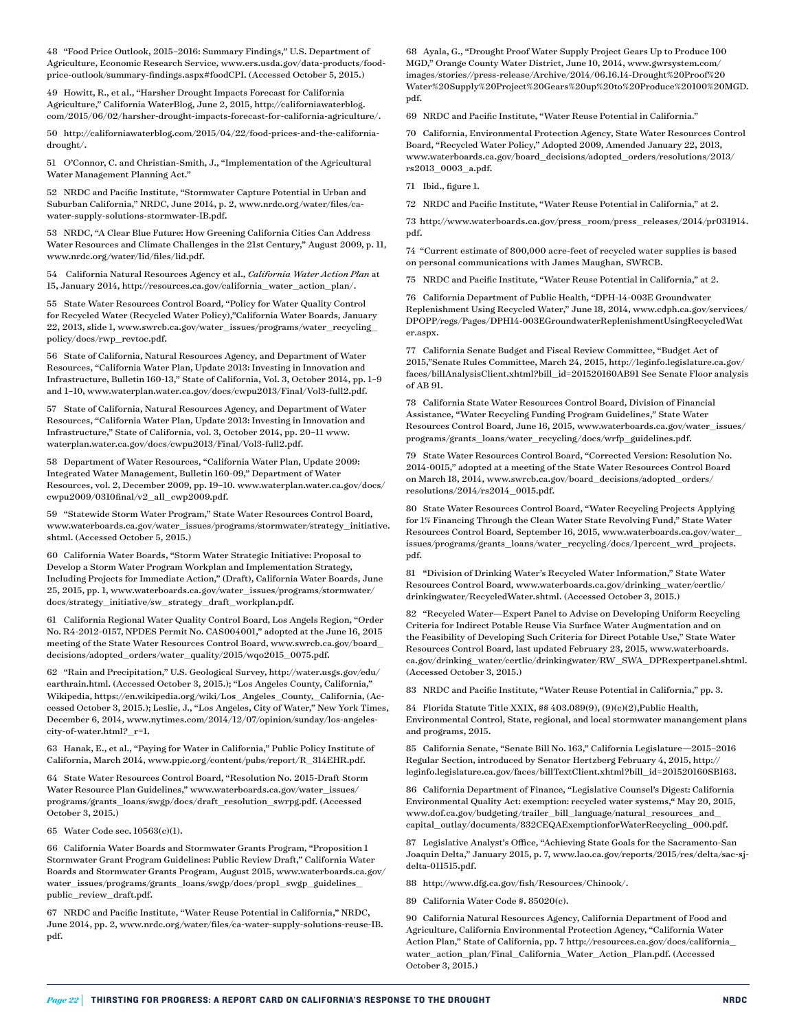48 "Food Price Outlook, 2015–2016: Summary Findings," U.S. Department of Agriculture, Economic Research Service, www.ers.usda.gov/data-products/food-price-outlook/summary-findings.aspx#foodCPI. (Accessed October 5, 2015.)

49 Howitt, R., et al., "Harsher Drought Impacts Forecast for California Agriculture," California WaterBlog, June 2, 2015, http://californiawaterblog.com/2015/06/02/harsher-drought-impacts-forecast-for-california-agriculture/.

50 http://californiawaterblog.com/2015/04/22/food-prices-and-the-california-drought/.

51 O'Connor, C. and Christian-Smith, J., "Implementation of the Agricultural Water Management Planning Act."

52 NRDC and Pacific Institute, "Stormwater Capture Potential in Urban and Suburban California," NRDC, June 2014, p. 2, www.nrdc.org/water/files/ca-water-supply-solutions-stormwater-IB.pdf.

53 NRDC, "A Clear Blue Future: How Greening California Cities Can Address Water Resources and Climate Challenges in the 21st Century," August 2009, p. 11, www.nrdc.org/water/lid/files/lid.pdf.

54 California Natural Resources Agency et al., *California Water Action Plan* at 15, January 2014, http://resources.ca.gov/california_water_action_plan/.

55 State Water Resources Control Board, "Policy for Water Quality Control for Recycled Water (Recycled Water Policy),"California Water Boards, January 22, 2013, slide 1, www.swrcb.ca.gov/water_issues/programs/water_recycling_policy/docs/rwp_revtoc.pdf.

56 State of California, Natural Resources Agency, and Department of Water Resources, "California Water Plan, Update 2013: Investing in Innovation and Infrastructure, Bulletin 160-13," State of California, Vol. 3, October 2014, pp. 1–9 and 1–10, www.waterplan.water.ca.gov/docs/cwpu2013/Final/Vol3-full2.pdf.

57 State of California, Natural Resources Agency, and Department of Water Resources, "California Water Plan, Update 2013: Investing in Innovation and Infrastructure," State of California, vol. 3, October 2014, pp. 20–11 www.waterplan.water.ca.gov/docs/cwpu2013/Final/Vol3-full2.pdf.

58 Department of Water Resources, "California Water Plan, Update 2009: Integrated Water Management, Bulletin 160-09," Department of Water Resources, vol. 2, December 2009, pp. 19–10. www.waterplan.water.ca.gov/docs/cwpu2009/0310final/v2_all_cwp2009.pdf.

59 "Statewide Storm Water Program," State Water Resources Control Board, www.waterboards.ca.gov/water_issues/programs/stormwater/strategy_initiative.shtml. (Accessed October 5, 2015.)

60 California Water Boards, "Storm Water Strategic Initiative: Proposal to Develop a Storm Water Program Workplan and Implementation Strategy, Including Projects for Immediate Action," (Draft), California Water Boards, June 25, 2015, pp. 1, www.waterboards.ca.gov/water_issues/programs/stormwater/docs/strategy_initiative/sw_strategy_draft_workplan.pdf.

61 California Regional Water Quality Control Board, Los Angels Region, "Order No. R4-2012-0157, NPDES Permit No. CAS004001," adopted at the June 16, 2015 meeting of the State Water Resources Control Board, www.swrcb.ca.gov/board_decisions/adopted_orders/water_quality/2015/wqo2015_0075.pdf.

62 "Rain and Precipitation," U.S. Geological Survey, http://water.usgs.gov/edu/earthrain.html. (Accessed October 3, 2015.); "Los Angeles County, California," Wikipedia, https://en.wikipedia.org/wiki/Los_Angeles_County,_California, (Accessed October 3, 2015.); Leslie, J., "Los Angeles, City of Water," New York Times, December 6, 2014, www.nytimes.com/2014/12/07/opinion/sunday/los-angeles-city-of-water.html?_r=1.

63 Hanak, E., et al., "Paying for Water in California," Public Policy Institute of California, March 2014, www.ppic.org/content/pubs/report/R_314EHR.pdf.

64 State Water Resources Control Board, "Resolution No. 2015-Draft Storm Water Resource Plan Guidelines," www.waterboards.ca.gov/water_issues/programs/grants_loans/swgp/docs/draft_resolution_swrpg.pdf. (Accessed October 3, 2015.)

65 Water Code sec. 10563(c)(1).

66 California Water Boards and Stormwater Grants Program, "Proposition 1 Stormwater Grant Program Guidelines: Public Review Draft," California Water Boards and Stormwater Grants Program, August 2015, www.waterboards.ca.gov/water_issues/programs/grants_loans/swgp/docs/prop1_swgp_guidelines_public_review_draft.pdf.

67 NRDC and Pacific Institute, "Water Reuse Potential in California," NRDC, June 2014, pp. 2, www.nrdc.org/water/files/ca-water-supply-solutions-reuse-IB.pdf.

68 Ayala, G., "Drought Proof Water Supply Project Gears Up to Produce 100 MGD," Orange County Water District, June 10, 2014, www.gwrsystem.com/images/stories//press-release/Archive/2014/06.16.14-Drought%20Proof%20Water%20Supply%20Project%20Gears%20up%20to%20Produce%20100%20MGD.pdf.

69 NRDC and Pacific Institute, "Water Reuse Potential in California."

70 California, Environmental Protection Agency, State Water Resources Control Board, "Recycled Water Policy," Adopted 2009, Amended January 22, 2013, www.waterboards.ca.gov/board_decisions/adopted_orders/resolutions/2013/rs2013_0003_a.pdf.

71 Ibid., figure 1.

72 NRDC and Pacific Institute, "Water Reuse Potential in California," at 2.

73 http://www.waterboards.ca.gov/press_room/press_releases/2014/pr031914.pdf.

74 "Current estimate of 800,000 acre-feet of recycled water supplies is based on personal communications with James Maughan, SWRCB.

75 NRDC and Pacific Institute, "Water Reuse Potential in California," at 2.

76 California Department of Public Health, "DPH-14-003E Groundwater Replenishment Using Recycled Water," June 18, 2014, www.cdph.ca.gov/services/DPOPP/regs/Pages/DPH14-003EGroundwaterReplenishmentUsingRecycledWater.aspx.

77 California Senate Budget and Fiscal Review Committee, "Budget Act of 2015,"Senate Rules Committee, March 24, 2015, http://leginfo.legislature.ca.gov/faces/billAnalysisClient.xhtml?bill_id=201520160AB91 See Senate Floor analysis of AB 91.

78 California State Water Resources Control Board, Division of Financial Assistance, "Water Recycling Funding Program Guidelines," State Water Resources Control Board, June 16, 2015, www.waterboards.ca.gov/water_issues/programs/grants_loans/water_recycling/docs/wrfp_guidelines.pdf.

79 State Water Resources Control Board, "Corrected Version: Resolution No. 2014-0015," adopted at a meeting of the State Water Resources Control Board on March 18, 2014, www.swrcb.ca.gov/board_decisions/adopted_orders/resolutions/2014/rs2014_0015.pdf.

80 State Water Resources Control Board, "Water Recycling Projects Applying for 1% Financing Through the Clean Water State Revolving Fund," State Water Resources Control Board, September 16, 2015, www.waterboards.ca.gov/water_issues/programs/grants_loans/water_recycling/docs/1percent_wrd_projects.pdf.

81 "Division of Drinking Water's Recycled Water Information," State Water Resources Control Board, www.waterboards.ca.gov/drinking_water/certlic/drinkingwater/RecycledWater.shtml. (Accessed October 3, 2015.)

82 "Recycled Water—Expert Panel to Advise on Developing Uniform Recycling Criteria for Indirect Potable Reuse Via Surface Water Augmentation and on the Feasibility of Developing Such Criteria for Direct Potable Use," State Water Resources Control Board, last updated February 23, 2015, www.waterboards.ca.gov/drinking_water/certlic/drinkingwater/RW_SWA_DPRexpertpanel.shtml. (Accessed October 3, 2015.)

83 NRDC and Pacific Institute, "Water Reuse Potential in California," pp. 3.

84 Florida Statute Title XXIX, §§ 403.089(9), (9)(c)(2),Public Health, Environmental Control, State, regional, and local stormwater manangement plans and programs, 2015.

85 California Senate, "Senate Bill No. 163," California Legislature—2015–2016 Regular Section, introduced by Senator Hertzberg February 4, 2015, http://leginfo.legislature.ca.gov/faces/billTextClient.xhtml?bill_id=201520160SB163.

86 California Department of Finance, "Legislative Counsel's Digest: California Environmental Quality Act: exemption: recycled water systems," May 20, 2015, www.dof.ca.gov/budgeting/trailer_bill_language/natural_resources_and_capital_outlay/documents/832CEQAExemptionforWaterRecycling_000.pdf.

87 Legislative Analyst's Office, "Achieving State Goals for the Sacramento-San Joaquin Delta," January 2015, p. 7, www.lao.ca.gov/reports/2015/res/delta/sac-sj-delta-011515.pdf.

88 http://www.dfg.ca.gov/fish/Resources/Chinook/.

89 California Water Code §. 85020(c).

90 California Natural Resources Agency, California Department of Food and Agriculture, California Environmental Protection Agency, "California Water Action Plan," State of California, pp. 7 http://resources.ca.gov/docs/california_water_action_plan/Final_California_Water_Action_Plan.pdf. (Accessed October 3, 2015.)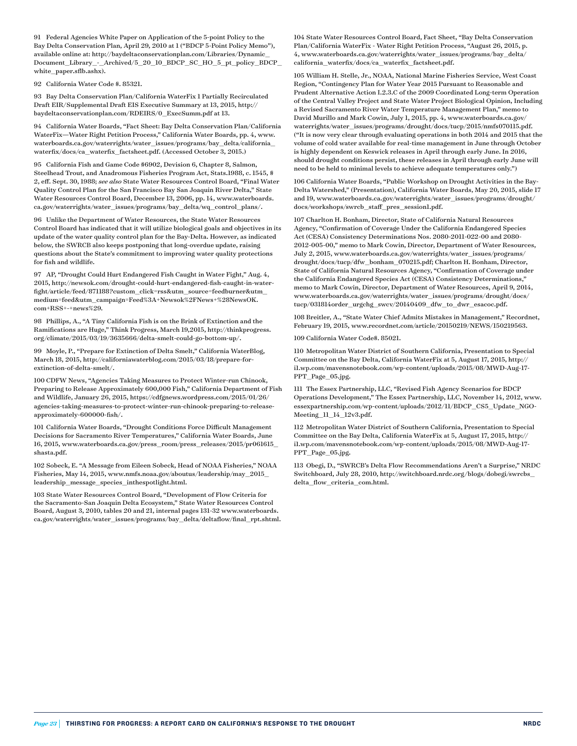91 Federal Agencies White Paper on Application of the 5-point Policy to the Bay Delta Conservation Plan, April 29, 2010 at 1 ("BDCP 5-Point Policy Memo"), available online at: http://baydeltaconservationplan.com/Libraries/Dynamic_Document_Library_-_Archived/5_20_10_BDCP_SC_HO_5_pt_policy_BDCP_white_paper.sflb.ashx).

92 California Water Code §. 85321.

93 Bay Delta Conservation Plan/California WaterFix 1 Partially Recirculated Draft EIR/Supplemental Draft EIS Executive Summary at 13, 2015, http://baydeltaconservationplan.com/RDEIRS/0_ExecSumm.pdf at 13.

94 California Water Boards, "Fact Sheet: Bay Delta Conservation Plan/California WaterFix—Water Right Petition Process," California Water Boards, pp. 4, www.waterboards.ca.gov/waterrights/water_issues/programs/bay_delta/california_waterfix/docs/ca_waterfix_factsheet.pdf. (Accessed October 3, 2015.)

95 California Fish and Game Code §6902, Devision 6, Chapter 8, Salmon, Steelhead Trout, and Anadromous Fisheries Program Act, Stats.1988, c. 1545, § 2, eff. Sept. 30, 1988; *see also* State Water Resources Control Board, "Final Water Quality Control Plan for the San Francisco Bay San Joaquin River Delta," State Water Resources Control Board, December 13, 2006, pp. 14, www.waterboards.ca.gov/waterrights/water_issues/programs/bay_delta/wq_control_plans/.

96 Unlike the Department of Water Resources, the State Water Resources Control Board has indicated that it will utilize biological goals and objectives in its update of the water quality control plan for the Bay-Delta. However, as indicated below, the SWRCB also keeps postponing that long-overdue update, raising questions about the State's commitment to improving water quality protections for fish and wildlife.

97 AP, "Drought Could Hurt Endangered Fish Caught in Water Fight," Aug. 4, 2015, http://newsok.com/drought-could-hurt-endangered-fish-caught-in-water-fight/article/feed/871188?custom_click=rss&utm_source=feedburner&utm_medium=feed&utm_campaign=Feed%3A+Newsok%2FNews+%28NewsOK.com+RSS+-+news%29.

98 Phillips, A., "A Tiny California Fish is on the Brink of Extinction and the Ramifications are Huge," Think Progress, March 19,2015, http://thinkprogress.org/climate/2015/03/19/3635666/delta-smelt-could-go-bottom-up/.

99 Moyle, P., "Prepare for Extinction of Delta Smelt," California WaterBlog, March 18, 2015, http://californiawaterblog.com/2015/03/18/prepare-for-extinction-of-delta-smelt/.

100 CDFW News, "Agencies Taking Measures to Protect Winter-run Chinook, Preparing to Release Approximately 600,000 Fish," California Department of Fish and Wildlife, January 26, 2015, https://cdfgnews.wordpress.com/2015/01/26/agencies-taking-measures-to-protect-winter-run-chinook-preparing-to-release-approximately-600000-fish/.

101 California Water Boards, "Drought Conditions Force Difficult Management Decisions for Sacramento River Temperatures," California Water Boards, June 16, 2015, www.waterboards.ca.gov/press_room/press_releases/2015/pr061615_shasta.pdf.

102 Sobeck, E. "A Message from Eileen Sobeck, Head of NOAA Fisheries," NOAA Fisheries, May 14, 2015, www.nmfs.noaa.gov/aboutus/leadership/may_2015_leadership_message_species_inthespotlight.html.

103 State Water Resources Control Board, "Development of Flow Criteria for the Sacramento-San Joaquin Delta Ecosystem," State Water Resources Control Board, August 3, 2010, tables 20 and 21, internal pages 131-32 www.waterboards.ca.gov/waterrights/water_issues/programs/bay_delta/deltaflow/final_rpt.shtml.

104 State Water Resources Control Board, Fact Sheet, "Bay Delta Conservation Plan/California WaterFix - Water Right Petition Process, "August 26, 2015, p. 4, www.waterboards.ca.gov/waterrights/water_issues/programs/bay_delta/california_waterfix/docs/ca_waterfix_factsheet.pdf.

105 William H. Stelle, Jr., NOAA, National Marine Fisheries Service, West Coast Region, "Contingency Plan for Water Year 2015 Pursuant to Reasonable and Prudent Alternative Action I.2.3.C of the 2009 Coordinated Long-term Operation of the Central Valley Project and State Water Project Biological Opinion, Including a Revised Sacramento River Water Temperature Management Plan," memo to David Murillo and Mark Cowin, July 1, 2015, pp. 4, www.waterboards.ca.gov/waterrights/water_issues/programs/drought/docs/tucp/2015/nmfs070115.pdf. ("It is now very clear through evaluating operations in both 2014 and 2015 that the volume of cold water available for real-time management in June through October is highly dependent on Keswick releases in April through early June. In 2016, should drought conditions persist, these releases in April through early June will need to be held to minimal levels to achieve adequate temperatures only.")

106 California Water Boards, "Public Workshop on Drought Activities in the Bay-Delta Watershed," (Presentation), California Water Boards, May 20, 2015, slide 17 and 19, www.waterboards.ca.gov/waterrights/water_issues/programs/drought/docs/workshops/swrcb_staff_pres_session1.pdf.

107 Charlton H. Bonham, Director, State of California Natural Resources Agency, "Confirmation of Coverage Under the California Endangered Species Act (CESA) Consistency Determinations Nos. 2080-2011-022-00 and 2080-2012-005-00," memo to Mark Cowin, Director, Department of Water Resources, July 2, 2015, www.waterboards.ca.gov/waterrights/water_issues/programs/drought/docs/tucp/dfw_bonham_070215.pdf; Charlton H. Bonham, Director, State of California Natural Resources Agency, "Confirmation of Coverage under the California Endangered Species Act (CESA) Consistency Determinations," memo to Mark Cowin, Director, Department of Water Resources, April 9, 2014, www.waterboards.ca.gov/waterrights/water_issues/programs/drought/docs/tucp/031814order_urgchg_swcv/20140409_dfw_to_dwr_esacoc.pdf.

108 Breitler, A., "State Water Chief Admits Mistakes in Management," Recordnet, February 19, 2015, www.recordnet.com/article/20150219/NEWS/150219563.

109 California Water Code§. 85021.

110 Metropolitan Water District of Southern California, Presentation to Special Committee on the Bay Delta, California WaterFix at 5, August 17, 2015, http://i1.wp.com/mavensnotebook.com/wp-content/uploads/2015/08/MWD-Aug-17-PPT_Page_05.jpg.

111 The Essex Partnership, LLC, "Revised Fish Agency Scenarios for BDCP Operations Development," The Essex Partnership, LLC, November 14, 2012, www.essexpartnership.com/wp-content/uploads/2012/11/BDCP_CS5_Update_NGO-Meeting_11_14_12v3.pdf.

112 Metropolitan Water District of Southern California, Presentation to Special Committee on the Bay Delta, California WaterFix at 5, August 17, 2015, http://i1.wp.com/mavensnotebook.com/wp-content/uploads/2015/08/MWD-Aug-17-PPT_Page_05.jpg.

113 Obegi, D., "SWRCB's Delta Flow Recommendations Aren't a Surprise," NRDC Switchboard, July 28, 2010, http://switchboard.nrdc.org/blogs/dobegi/swrcbs_delta_flow_criteria_com.html.